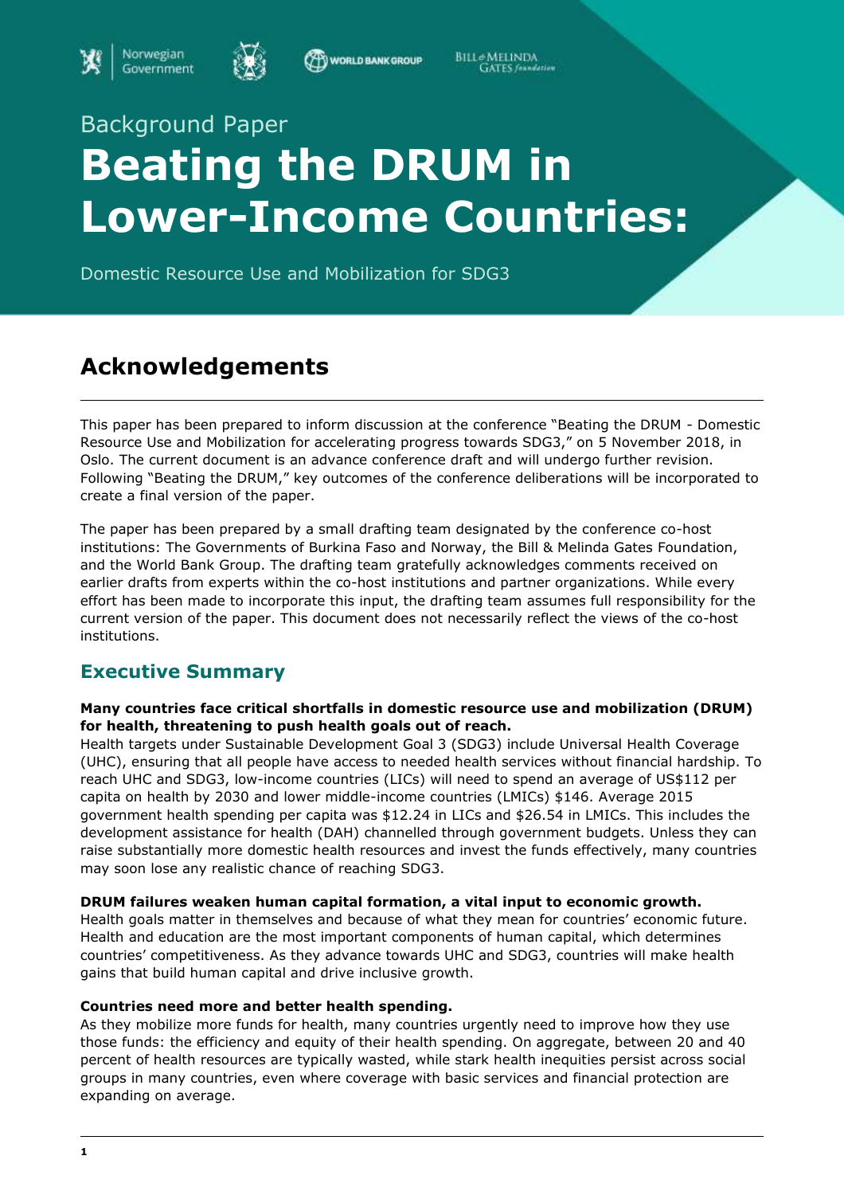Background Paper

# Beating the DRUM in Lower-Income Countries:

Domestic Resource Use and Mobilization for SDG3

## Acknowledgements

This paper has been prepared to inform discussion at the conference "Beating the DRUM - Domestic Resource Use and Mobilization for accelerating progress towards SDG3," on 5 November 2018, in Oslo. The current document is an advance conference draft and will undergo further revision. Following "Beating the DRUM," key outcomes of the conference deliberations will be incorporated to create a final version of the paper.

The paper has been prepared by a small drafting team designated by the conference co-host institutions: The Governments of Burkina Faso and Norway, the Bill & Melinda Gates Foundation, and the World Bank Group. The drafting team gratefully acknowledges comments received on earlier drafts from experts within the co-host institutions and partner organizations. While every effort has been made to incorporate this input, the drafting team assumes full responsibility for the current version of the paper. This document does not necessarily reflect the views of the co-host institutions.

## Executive Summary

**Many countries face critical shortfalls in domestic resource use and mobilization (DRUM) for health, threatening to push health goals out of reach.**
Health targets under Sustainable Development Goal 3 (SDG3) include Universal Health Coverage (UHC), ensuring that all people have access to needed health services without financial hardship. To reach UHC and SDG3, low-income countries (LICs) will need to spend an average of US$112 per capita on health by 2030 and lower middle-income countries (LMICs) $146. Average 2015 government health spending per capita was $12.24 in LICs and $26.54 in LMICs. This includes the development assistance for health (DAH) channelled through government budgets. Unless they can raise substantially more domestic health resources and invest the funds effectively, many countries may soon lose any realistic chance of reaching SDG3.

**DRUM failures weaken human capital formation, a vital input to economic growth.**
Health goals matter in themselves and because of what they mean for countries' economic future. Health and education are the most important components of human capital, which determines countries' competitiveness. As they advance towards UHC and SDG3, countries will make health gains that build human capital and drive inclusive growth.

**Countries need more and better health spending.**
As they mobilize more funds for health, many countries urgently need to improve how they use those funds: the efficiency and equity of their health spending. On aggregate, between 20 and 40 percent of health resources are typically wasted, while stark health inequities persist across social groups in many countries, even where coverage with basic services and financial protection are expanding on average.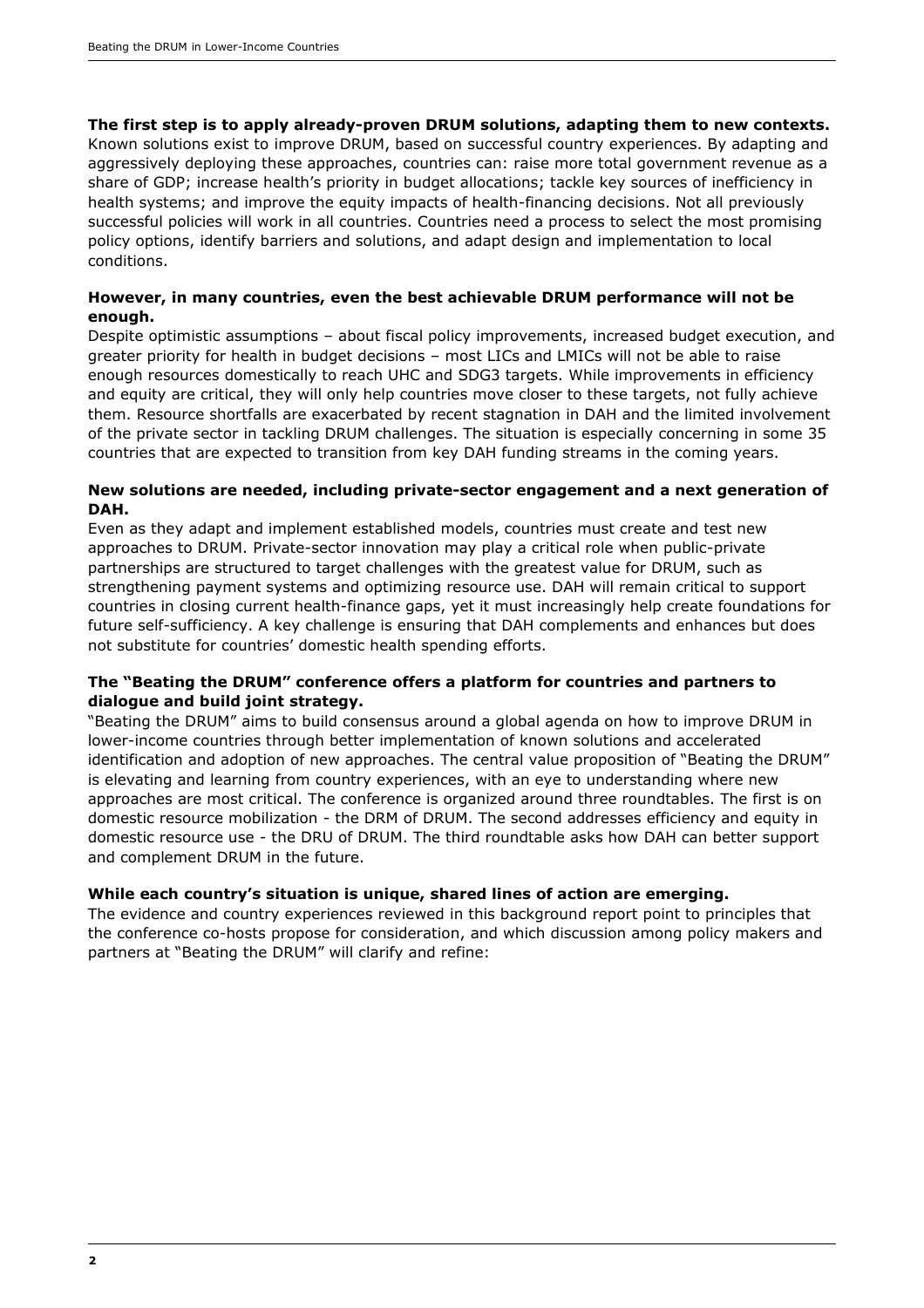**The first step is to apply already-proven DRUM solutions, adapting them to new contexts.** Known solutions exist to improve DRUM, based on successful country experiences. By adapting and aggressively deploying these approaches, countries can: raise more total government revenue as a share of GDP; increase health's priority in budget allocations; tackle key sources of inefficiency in health systems; and improve the equity impacts of health-financing decisions. Not all previously successful policies will work in all countries. Countries need a process to select the most promising policy options, identify barriers and solutions, and adapt design and implementation to local conditions.

**However, in many countries, even the best achievable DRUM performance will not be enough.**

Despite optimistic assumptions – about fiscal policy improvements, increased budget execution, and greater priority for health in budget decisions – most LICs and LMICs will not be able to raise enough resources domestically to reach UHC and SDG3 targets. While improvements in efficiency and equity are critical, they will only help countries move closer to these targets, not fully achieve them. Resource shortfalls are exacerbated by recent stagnation in DAH and the limited involvement of the private sector in tackling DRUM challenges. The situation is especially concerning in some 35 countries that are expected to transition from key DAH funding streams in the coming years.

**New solutions are needed, including private-sector engagement and a next generation of DAH.**

Even as they adapt and implement established models, countries must create and test new approaches to DRUM. Private-sector innovation may play a critical role when public-private partnerships are structured to target challenges with the greatest value for DRUM, such as strengthening payment systems and optimizing resource use. DAH will remain critical to support countries in closing current health-finance gaps, yet it must increasingly help create foundations for future self-sufficiency. A key challenge is ensuring that DAH complements and enhances but does not substitute for countries' domestic health spending efforts.

**The "Beating the DRUM" conference offers a platform for countries and partners to dialogue and build joint strategy.**

"Beating the DRUM" aims to build consensus around a global agenda on how to improve DRUM in lower-income countries through better implementation of known solutions and accelerated identification and adoption of new approaches. The central value proposition of "Beating the DRUM" is elevating and learning from country experiences, with an eye to understanding where new approaches are most critical. The conference is organized around three roundtables. The first is on domestic resource mobilization - the DRM of DRUM. The second addresses efficiency and equity in domestic resource use - the DRU of DRUM. The third roundtable asks how DAH can better support and complement DRUM in the future.

**While each country's situation is unique, shared lines of action are emerging.**

The evidence and country experiences reviewed in this background report point to principles that the conference co-hosts propose for consideration, and which discussion among policy makers and partners at "Beating the DRUM" will clarify and refine: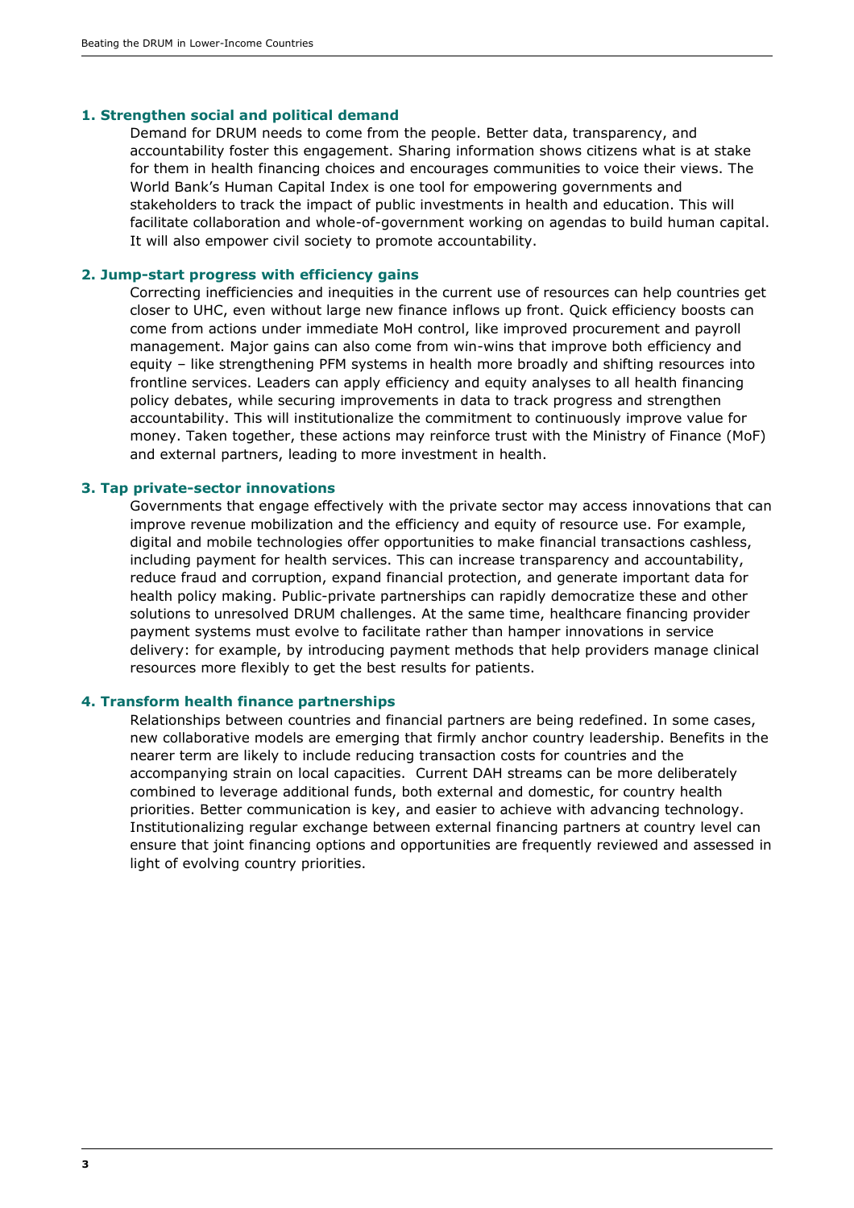### 1. Strengthen social and political demand

Demand for DRUM needs to come from the people. Better data, transparency, and accountability foster this engagement. Sharing information shows citizens what is at stake for them in health financing choices and encourages communities to voice their views. The World Bank's Human Capital Index is one tool for empowering governments and stakeholders to track the impact of public investments in health and education. This will facilitate collaboration and whole-of-government working on agendas to build human capital. It will also empower civil society to promote accountability.

### 2. Jump-start progress with efficiency gains

Correcting inefficiencies and inequities in the current use of resources can help countries get closer to UHC, even without large new finance inflows up front. Quick efficiency boosts can come from actions under immediate MoH control, like improved procurement and payroll management. Major gains can also come from win-wins that improve both efficiency and equity – like strengthening PFM systems in health more broadly and shifting resources into frontline services. Leaders can apply efficiency and equity analyses to all health financing policy debates, while securing improvements in data to track progress and strengthen accountability. This will institutionalize the commitment to continuously improve value for money. Taken together, these actions may reinforce trust with the Ministry of Finance (MoF) and external partners, leading to more investment in health.

### 3. Tap private-sector innovations

Governments that engage effectively with the private sector may access innovations that can improve revenue mobilization and the efficiency and equity of resource use. For example, digital and mobile technologies offer opportunities to make financial transactions cashless, including payment for health services. This can increase transparency and accountability, reduce fraud and corruption, expand financial protection, and generate important data for health policy making. Public-private partnerships can rapidly democratize these and other solutions to unresolved DRUM challenges. At the same time, healthcare financing provider payment systems must evolve to facilitate rather than hamper innovations in service delivery: for example, by introducing payment methods that help providers manage clinical resources more flexibly to get the best results for patients.

### 4. Transform health finance partnerships

Relationships between countries and financial partners are being redefined. In some cases, new collaborative models are emerging that firmly anchor country leadership. Benefits in the nearer term are likely to include reducing transaction costs for countries and the accompanying strain on local capacities. Current DAH streams can be more deliberately combined to leverage additional funds, both external and domestic, for country health priorities. Better communication is key, and easier to achieve with advancing technology. Institutionalizing regular exchange between external financing partners at country level can ensure that joint financing options and opportunities are frequently reviewed and assessed in light of evolving country priorities.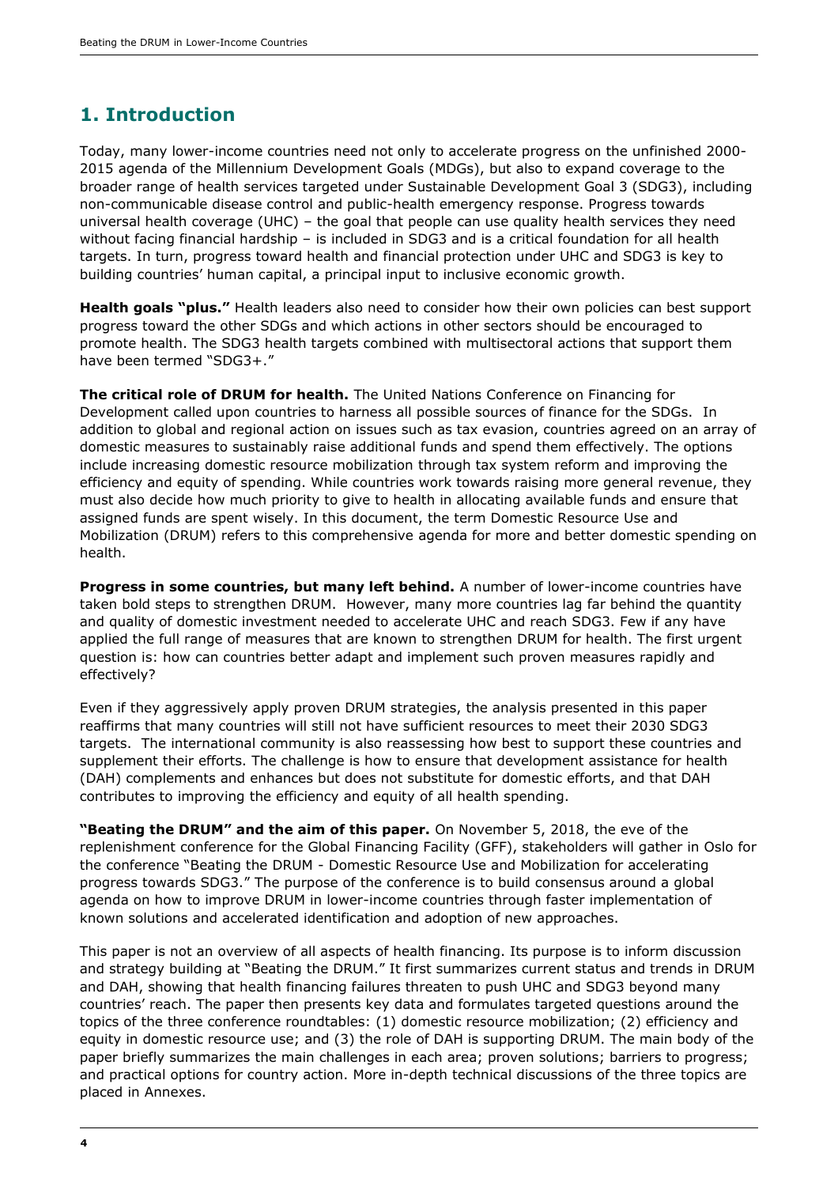## 1. Introduction

Today, many lower-income countries need not only to accelerate progress on the unfinished 2000-2015 agenda of the Millennium Development Goals (MDGs), but also to expand coverage to the broader range of health services targeted under Sustainable Development Goal 3 (SDG3), including non-communicable disease control and public-health emergency response. Progress towards universal health coverage (UHC) – the goal that people can use quality health services they need without facing financial hardship – is included in SDG3 and is a critical foundation for all health targets. In turn, progress toward health and financial protection under UHC and SDG3 is key to building countries' human capital, a principal input to inclusive economic growth.

**Health goals "plus."** Health leaders also need to consider how their own policies can best support progress toward the other SDGs and which actions in other sectors should be encouraged to promote health. The SDG3 health targets combined with multisectoral actions that support them have been termed "SDG3+."

**The critical role of DRUM for health.** The United Nations Conference on Financing for Development called upon countries to harness all possible sources of finance for the SDGs. In addition to global and regional action on issues such as tax evasion, countries agreed on an array of domestic measures to sustainably raise additional funds and spend them effectively. The options include increasing domestic resource mobilization through tax system reform and improving the efficiency and equity of spending. While countries work towards raising more general revenue, they must also decide how much priority to give to health in allocating available funds and ensure that assigned funds are spent wisely. In this document, the term Domestic Resource Use and Mobilization (DRUM) refers to this comprehensive agenda for more and better domestic spending on health.

**Progress in some countries, but many left behind.** A number of lower-income countries have taken bold steps to strengthen DRUM. However, many more countries lag far behind the quantity and quality of domestic investment needed to accelerate UHC and reach SDG3. Few if any have applied the full range of measures that are known to strengthen DRUM for health. The first urgent question is: how can countries better adapt and implement such proven measures rapidly and effectively?

Even if they aggressively apply proven DRUM strategies, the analysis presented in this paper reaffirms that many countries will still not have sufficient resources to meet their 2030 SDG3 targets. The international community is also reassessing how best to support these countries and supplement their efforts. The challenge is how to ensure that development assistance for health (DAH) complements and enhances but does not substitute for domestic efforts, and that DAH contributes to improving the efficiency and equity of all health spending.

**"Beating the DRUM" and the aim of this paper.** On November 5, 2018, the eve of the replenishment conference for the Global Financing Facility (GFF), stakeholders will gather in Oslo for the conference "Beating the DRUM - Domestic Resource Use and Mobilization for accelerating progress towards SDG3." The purpose of the conference is to build consensus around a global agenda on how to improve DRUM in lower-income countries through faster implementation of known solutions and accelerated identification and adoption of new approaches.

This paper is not an overview of all aspects of health financing. Its purpose is to inform discussion and strategy building at "Beating the DRUM." It first summarizes current status and trends in DRUM and DAH, showing that health financing failures threaten to push UHC and SDG3 beyond many countries' reach. The paper then presents key data and formulates targeted questions around the topics of the three conference roundtables: (1) domestic resource mobilization; (2) efficiency and equity in domestic resource use; and (3) the role of DAH is supporting DRUM. The main body of the paper briefly summarizes the main challenges in each area; proven solutions; barriers to progress; and practical options for country action. More in-depth technical discussions of the three topics are placed in Annexes.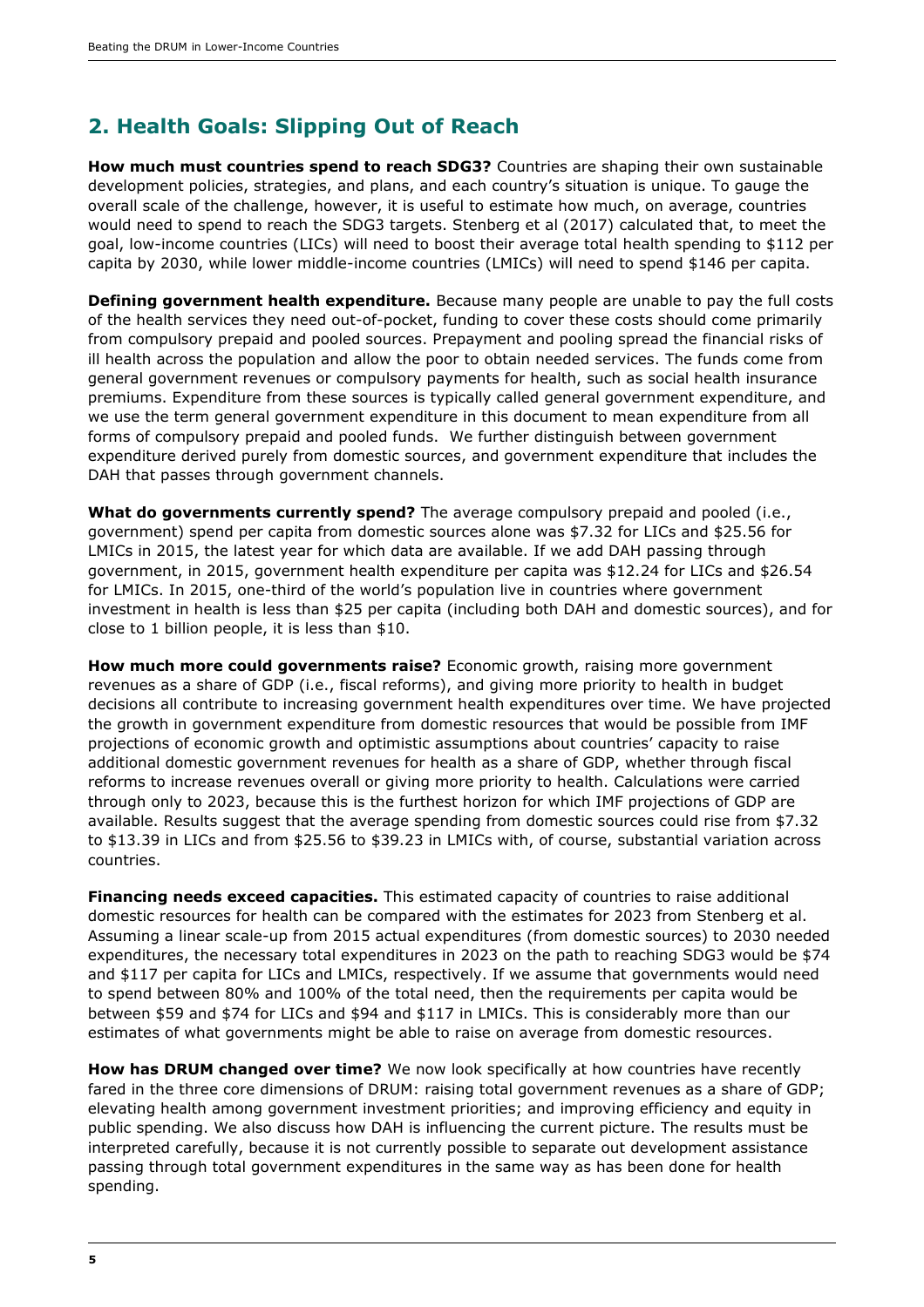## 2. Health Goals: Slipping Out of Reach

**How much must countries spend to reach SDG3?** Countries are shaping their own sustainable development policies, strategies, and plans, and each country's situation is unique. To gauge the overall scale of the challenge, however, it is useful to estimate how much, on average, countries would need to spend to reach the SDG3 targets. Stenberg et al (2017) calculated that, to meet the goal, low-income countries (LICs) will need to boost their average total health spending to $112 per capita by 2030, while lower middle-income countries (LMICs) will need to spend $146 per capita.

**Defining government health expenditure.** Because many people are unable to pay the full costs of the health services they need out-of-pocket, funding to cover these costs should come primarily from compulsory prepaid and pooled sources. Prepayment and pooling spread the financial risks of ill health across the population and allow the poor to obtain needed services. The funds come from general government revenues or compulsory payments for health, such as social health insurance premiums. Expenditure from these sources is typically called general government expenditure, and we use the term general government expenditure in this document to mean expenditure from all forms of compulsory prepaid and pooled funds. We further distinguish between government expenditure derived purely from domestic sources, and government expenditure that includes the DAH that passes through government channels.

**What do governments currently spend?** The average compulsory prepaid and pooled (i.e., government) spend per capita from domestic sources alone was $7.32 for LICs and $25.56 for LMICs in 2015, the latest year for which data are available. If we add DAH passing through government, in 2015, government health expenditure per capita was $12.24 for LICs and $26.54 for LMICs. In 2015, one-third of the world's population live in countries where government investment in health is less than $25 per capita (including both DAH and domestic sources), and for close to 1 billion people, it is less than $10.

**How much more could governments raise?** Economic growth, raising more government revenues as a share of GDP (i.e., fiscal reforms), and giving more priority to health in budget decisions all contribute to increasing government health expenditures over time. We have projected the growth in government expenditure from domestic resources that would be possible from IMF projections of economic growth and optimistic assumptions about countries' capacity to raise additional domestic government revenues for health as a share of GDP, whether through fiscal reforms to increase revenues overall or giving more priority to health. Calculations were carried through only to 2023, because this is the furthest horizon for which IMF projections of GDP are available. Results suggest that the average spending from domestic sources could rise from $7.32 to $13.39 in LICs and from $25.56 to $39.23 in LMICs with, of course, substantial variation across countries.

**Financing needs exceed capacities.** This estimated capacity of countries to raise additional domestic resources for health can be compared with the estimates for 2023 from Stenberg et al. Assuming a linear scale-up from 2015 actual expenditures (from domestic sources) to 2030 needed expenditures, the necessary total expenditures in 2023 on the path to reaching SDG3 would be $74 and $117 per capita for LICs and LMICs, respectively. If we assume that governments would need to spend between 80% and 100% of the total need, then the requirements per capita would be between $59 and $74 for LICs and $94 and $117 in LMICs. This is considerably more than our estimates of what governments might be able to raise on average from domestic resources.

**How has DRUM changed over time?** We now look specifically at how countries have recently fared in the three core dimensions of DRUM: raising total government revenues as a share of GDP; elevating health among government investment priorities; and improving efficiency and equity in public spending. We also discuss how DAH is influencing the current picture. The results must be interpreted carefully, because it is not currently possible to separate out development assistance passing through total government expenditures in the same way as has been done for health spending.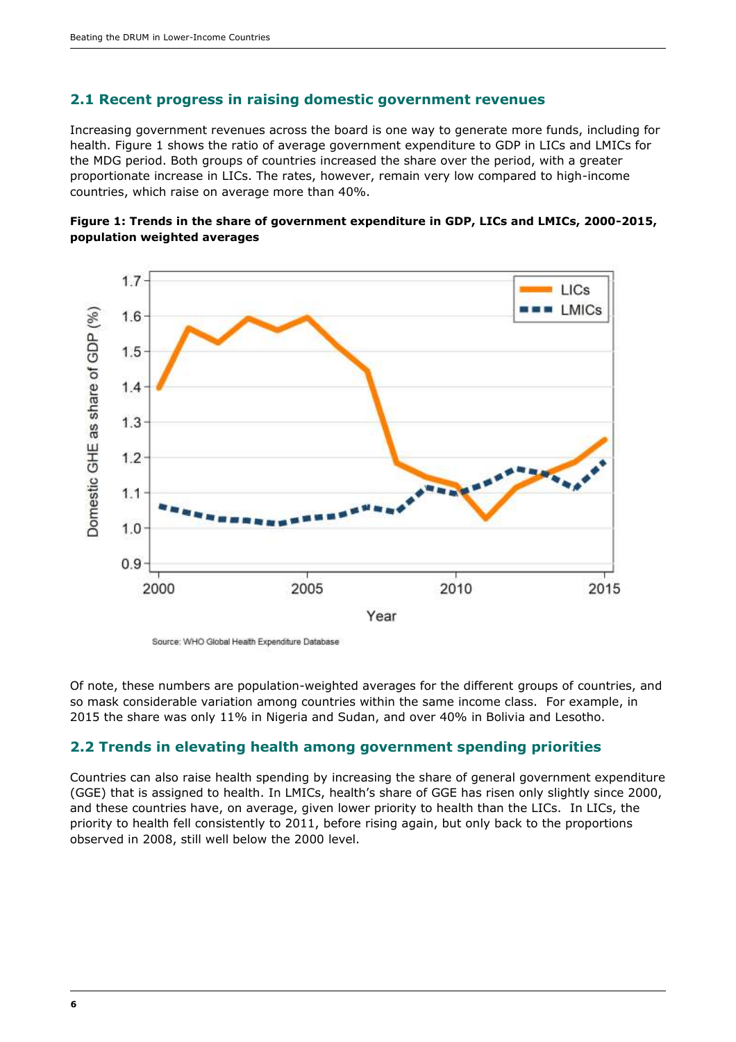## 2.1 Recent progress in raising domestic government revenues

Increasing government revenues across the board is one way to generate more funds, including for health. Figure 1 shows the ratio of average government expenditure to GDP in LICs and LMICs for the MDG period. Both groups of countries increased the share over the period, with a greater proportionate increase in LICs. The rates, however, remain very low compared to high-income countries, which raise on average more than 40%.

**Figure 1: Trends in the share of government expenditure in GDP, LICs and LMICs, 2000-2015, population weighted averages**

Source: WHO Global Health Expenditure Database

Of note, these numbers are population-weighted averages for the different groups of countries, and so mask considerable variation among countries within the same income class. For example, in 2015 the share was only 11% in Nigeria and Sudan, and over 40% in Bolivia and Lesotho.

## 2.2 Trends in elevating health among government spending priorities

Countries can also raise health spending by increasing the share of general government expenditure (GGE) that is assigned to health. In LMICs, health's share of GGE has risen only slightly since 2000, and these countries have, on average, given lower priority to health than the LICs. In LICs, the priority to health fell consistently to 2011, before rising again, but only back to the proportions observed in 2008, still well below the 2000 level.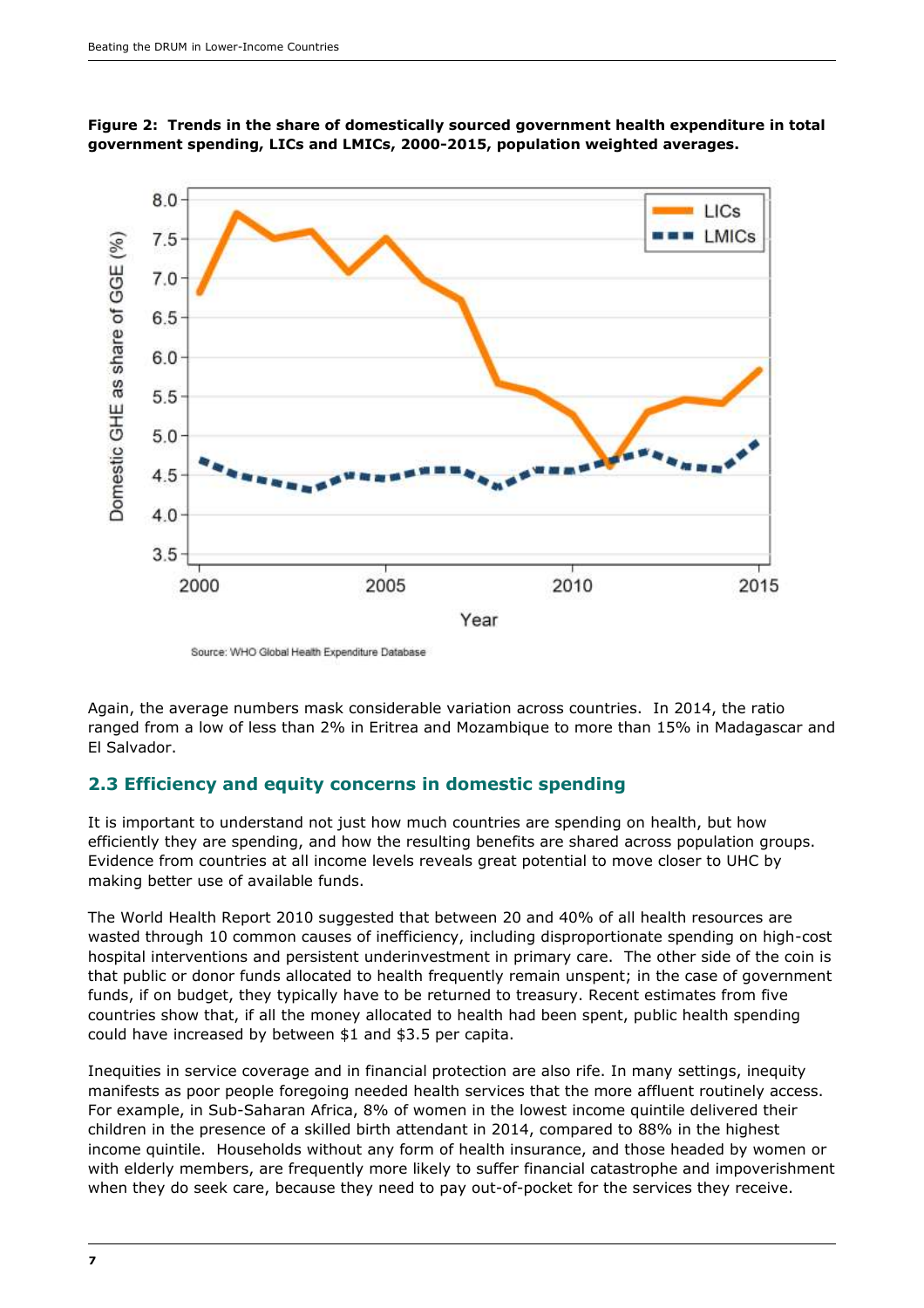**Figure 2: Trends in the share of domestically sourced government health expenditure in total government spending, LICs and LMICs, 2000-2015, population weighted averages.**

Source: WHO Global Health Expenditure Database

Again, the average numbers mask considerable variation across countries. In 2014, the ratio ranged from a low of less than 2% in Eritrea and Mozambique to more than 15% in Madagascar and El Salvador.

## 2.3 Efficiency and equity concerns in domestic spending

It is important to understand not just how much countries are spending on health, but how efficiently they are spending, and how the resulting benefits are shared across population groups. Evidence from countries at all income levels reveals great potential to move closer to UHC by making better use of available funds.

The World Health Report 2010 suggested that between 20 and 40% of all health resources are wasted through 10 common causes of inefficiency, including disproportionate spending on high-cost hospital interventions and persistent underinvestment in primary care. The other side of the coin is that public or donor funds allocated to health frequently remain unspent; in the case of government funds, if on budget, they typically have to be returned to treasury. Recent estimates from five countries show that, if all the money allocated to health had been spent, public health spending could have increased by between $1 and $3.5 per capita.

Inequities in service coverage and in financial protection are also rife. In many settings, inequity manifests as poor people foregoing needed health services that the more affluent routinely access. For example, in Sub-Saharan Africa, 8% of women in the lowest income quintile delivered their children in the presence of a skilled birth attendant in 2014, compared to 88% in the highest income quintile. Households without any form of health insurance, and those headed by women or with elderly members, are frequently more likely to suffer financial catastrophe and impoverishment when they do seek care, because they need to pay out-of-pocket for the services they receive.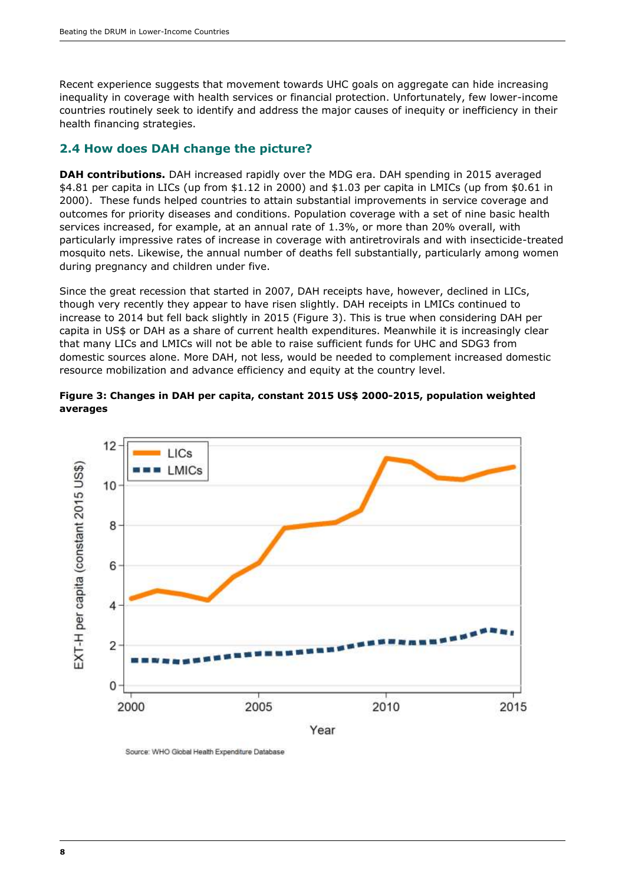Recent experience suggests that movement towards UHC goals on aggregate can hide increasing inequality in coverage with health services or financial protection. Unfortunately, few lower-income countries routinely seek to identify and address the major causes of inequity or inefficiency in their health financing strategies.

## 2.4 How does DAH change the picture?

**DAH contributions.** DAH increased rapidly over the MDG era. DAH spending in 2015 averaged $4.81 per capita in LICs (up from $1.12 in 2000) and $1.03 per capita in LMICs (up from $0.61 in 2000). These funds helped countries to attain substantial improvements in service coverage and outcomes for priority diseases and conditions. Population coverage with a set of nine basic health services increased, for example, at an annual rate of 1.3%, or more than 20% overall, with particularly impressive rates of increase in coverage with antiretrovirals and with insecticide-treated mosquito nets. Likewise, the annual number of deaths fell substantially, particularly among women during pregnancy and children under five.

Since the great recession that started in 2007, DAH receipts have, however, declined in LICs, though very recently they appear to have risen slightly. DAH receipts in LMICs continued to increase to 2014 but fell back slightly in 2015 (Figure 3). This is true when considering DAH per capita in US$ or DAH as a share of current health expenditures. Meanwhile it is increasingly clear that many LICs and LMICs will not be able to raise sufficient funds for UHC and SDG3 from domestic sources alone. More DAH, not less, would be needed to complement increased domestic resource mobilization and advance efficiency and equity at the country level.

**Figure 3: Changes in DAH per capita, constant 2015 US$ 2000-2015, population weighted averages**

Source: WHO Global Health Expenditure Database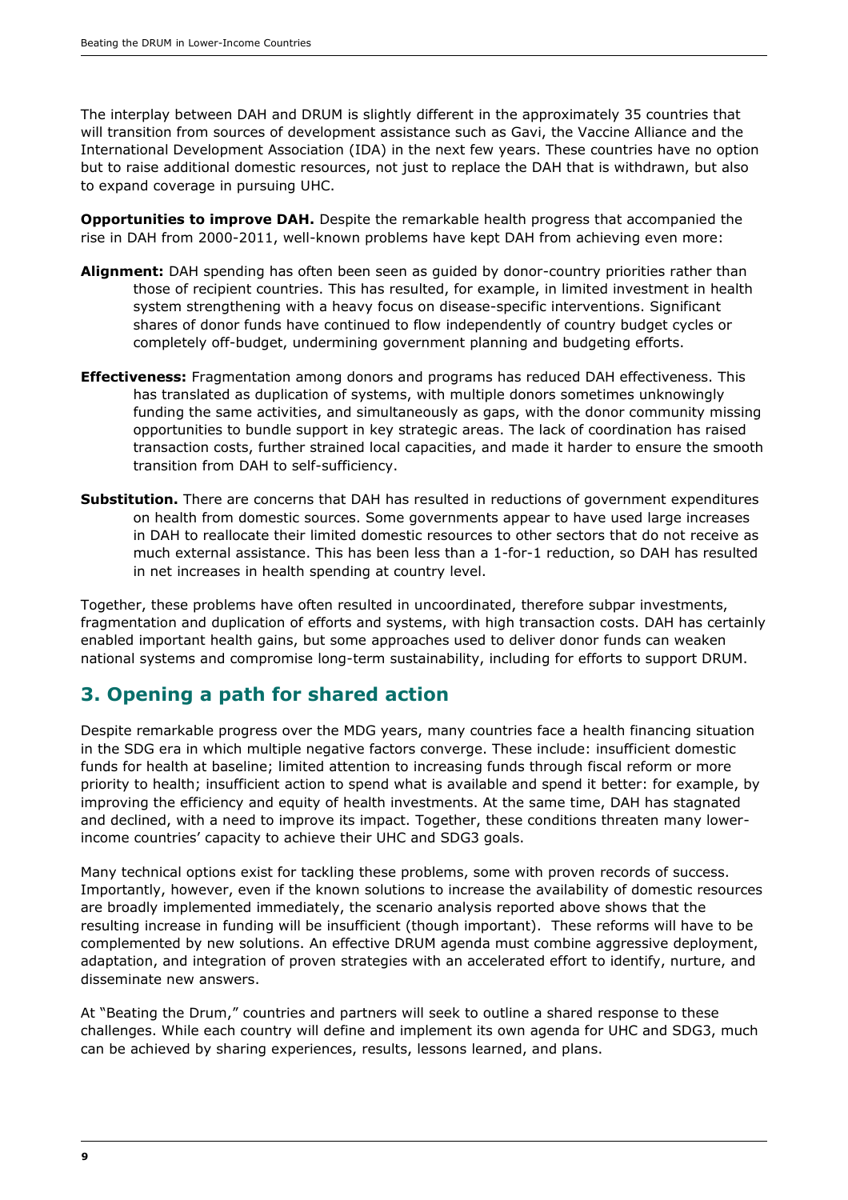The interplay between DAH and DRUM is slightly different in the approximately 35 countries that will transition from sources of development assistance such as Gavi, the Vaccine Alliance and the International Development Association (IDA) in the next few years. These countries have no option but to raise additional domestic resources, not just to replace the DAH that is withdrawn, but also to expand coverage in pursuing UHC.

**Opportunities to improve DAH.** Despite the remarkable health progress that accompanied the rise in DAH from 2000-2011, well-known problems have kept DAH from achieving even more:

**Alignment:** DAH spending has often been seen as guided by donor-country priorities rather than those of recipient countries. This has resulted, for example, in limited investment in health system strengthening with a heavy focus on disease-specific interventions. Significant shares of donor funds have continued to flow independently of country budget cycles or completely off-budget, undermining government planning and budgeting efforts.

**Effectiveness:** Fragmentation among donors and programs has reduced DAH effectiveness. This has translated as duplication of systems, with multiple donors sometimes unknowingly funding the same activities, and simultaneously as gaps, with the donor community missing opportunities to bundle support in key strategic areas. The lack of coordination has raised transaction costs, further strained local capacities, and made it harder to ensure the smooth transition from DAH to self-sufficiency.

**Substitution.** There are concerns that DAH has resulted in reductions of government expenditures on health from domestic sources. Some governments appear to have used large increases in DAH to reallocate their limited domestic resources to other sectors that do not receive as much external assistance. This has been less than a 1-for-1 reduction, so DAH has resulted in net increases in health spending at country level.

Together, these problems have often resulted in uncoordinated, therefore subpar investments, fragmentation and duplication of efforts and systems, with high transaction costs. DAH has certainly enabled important health gains, but some approaches used to deliver donor funds can weaken national systems and compromise long-term sustainability, including for efforts to support DRUM.

## 3. Opening a path for shared action

Despite remarkable progress over the MDG years, many countries face a health financing situation in the SDG era in which multiple negative factors converge. These include: insufficient domestic funds for health at baseline; limited attention to increasing funds through fiscal reform or more priority to health; insufficient action to spend what is available and spend it better: for example, by improving the efficiency and equity of health investments. At the same time, DAH has stagnated and declined, with a need to improve its impact. Together, these conditions threaten many lower-income countries' capacity to achieve their UHC and SDG3 goals.

Many technical options exist for tackling these problems, some with proven records of success. Importantly, however, even if the known solutions to increase the availability of domestic resources are broadly implemented immediately, the scenario analysis reported above shows that the resulting increase in funding will be insufficient (though important). These reforms will have to be complemented by new solutions. An effective DRUM agenda must combine aggressive deployment, adaptation, and integration of proven strategies with an accelerated effort to identify, nurture, and disseminate new answers.

At "Beating the Drum," countries and partners will seek to outline a shared response to these challenges. While each country will define and implement its own agenda for UHC and SDG3, much can be achieved by sharing experiences, results, lessons learned, and plans.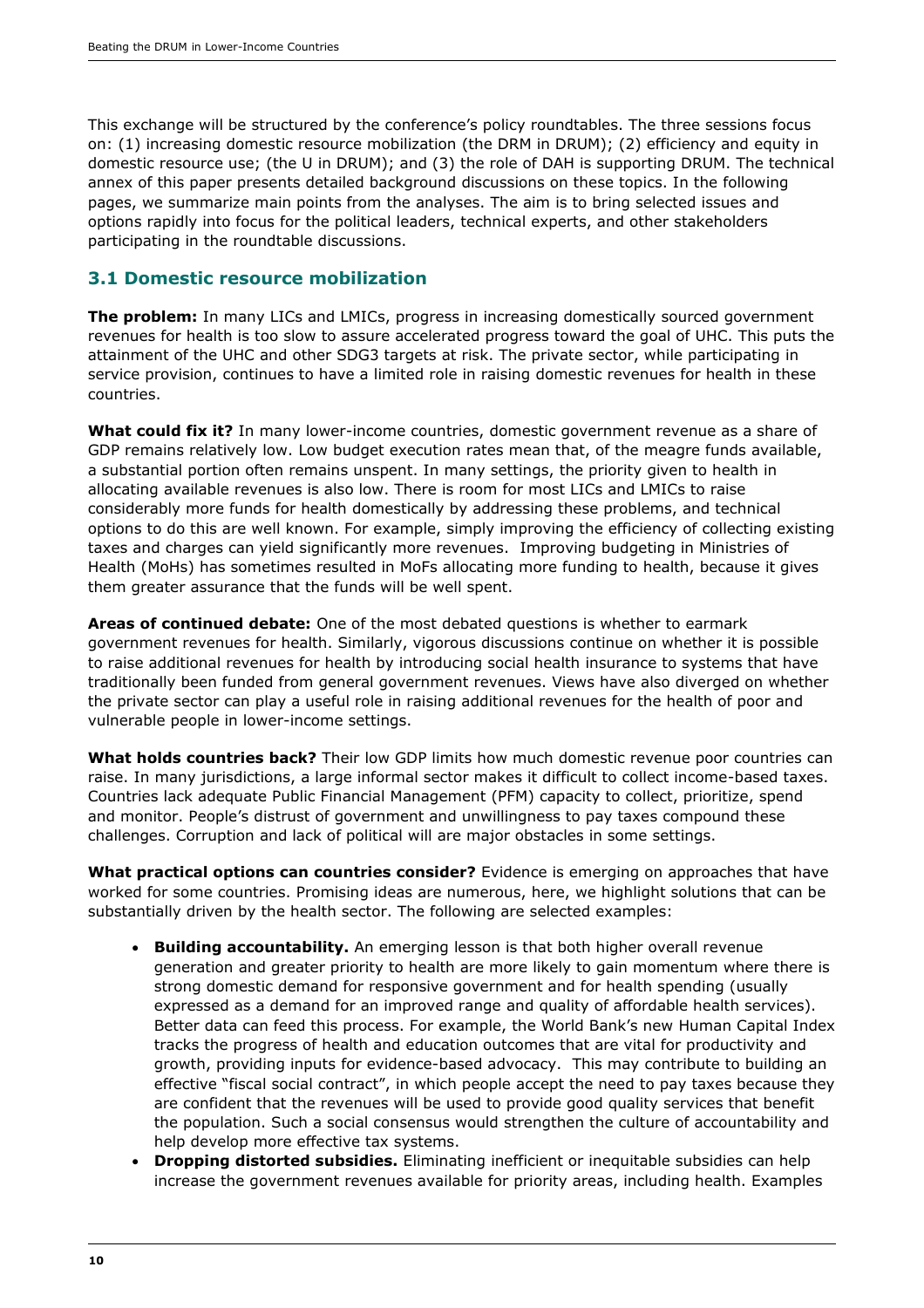This exchange will be structured by the conference's policy roundtables. The three sessions focus on: (1) increasing domestic resource mobilization (the DRM in DRUM); (2) efficiency and equity in domestic resource use; (the U in DRUM); and (3) the role of DAH is supporting DRUM. The technical annex of this paper presents detailed background discussions on these topics. In the following pages, we summarize main points from the analyses. The aim is to bring selected issues and options rapidly into focus for the political leaders, technical experts, and other stakeholders participating in the roundtable discussions.

## 3.1 Domestic resource mobilization

**The problem:** In many LICs and LMICs, progress in increasing domestically sourced government revenues for health is too slow to assure accelerated progress toward the goal of UHC. This puts the attainment of the UHC and other SDG3 targets at risk. The private sector, while participating in service provision, continues to have a limited role in raising domestic revenues for health in these countries.

**What could fix it?** In many lower-income countries, domestic government revenue as a share of GDP remains relatively low. Low budget execution rates mean that, of the meagre funds available, a substantial portion often remains unspent. In many settings, the priority given to health in allocating available revenues is also low. There is room for most LICs and LMICs to raise considerably more funds for health domestically by addressing these problems, and technical options to do this are well known. For example, simply improving the efficiency of collecting existing taxes and charges can yield significantly more revenues. Improving budgeting in Ministries of Health (MoHs) has sometimes resulted in MoFs allocating more funding to health, because it gives them greater assurance that the funds will be well spent.

**Areas of continued debate:** One of the most debated questions is whether to earmark government revenues for health. Similarly, vigorous discussions continue on whether it is possible to raise additional revenues for health by introducing social health insurance to systems that have traditionally been funded from general government revenues. Views have also diverged on whether the private sector can play a useful role in raising additional revenues for the health of poor and vulnerable people in lower-income settings.

**What holds countries back?** Their low GDP limits how much domestic revenue poor countries can raise. In many jurisdictions, a large informal sector makes it difficult to collect income-based taxes. Countries lack adequate Public Financial Management (PFM) capacity to collect, prioritize, spend and monitor. People's distrust of government and unwillingness to pay taxes compound these challenges. Corruption and lack of political will are major obstacles in some settings.

**What practical options can countries consider?** Evidence is emerging on approaches that have worked for some countries. Promising ideas are numerous, here, we highlight solutions that can be substantially driven by the health sector. The following are selected examples:

- **Building accountability.** An emerging lesson is that both higher overall revenue generation and greater priority to health are more likely to gain momentum where there is strong domestic demand for responsive government and for health spending (usually expressed as a demand for an improved range and quality of affordable health services). Better data can feed this process. For example, the World Bank's new Human Capital Index tracks the progress of health and education outcomes that are vital for productivity and growth, providing inputs for evidence-based advocacy. This may contribute to building an effective "fiscal social contract", in which people accept the need to pay taxes because they are confident that the revenues will be used to provide good quality services that benefit the population. Such a social consensus would strengthen the culture of accountability and help develop more effective tax systems.
- **Dropping distorted subsidies.** Eliminating inefficient or inequitable subsidies can help increase the government revenues available for priority areas, including health. Examples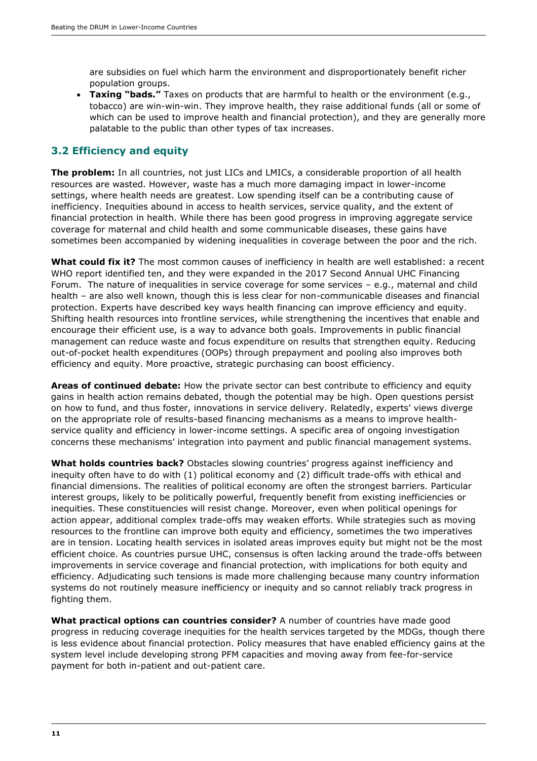are subsidies on fuel which harm the environment and disproportionately benefit richer population groups.

- **Taxing "bads."** Taxes on products that are harmful to health or the environment (e.g., tobacco) are win-win-win. They improve health, they raise additional funds (all or some of which can be used to improve health and financial protection), and they are generally more palatable to the public than other types of tax increases.

## 3.2 Efficiency and equity

**The problem:** In all countries, not just LICs and LMICs, a considerable proportion of all health resources are wasted. However, waste has a much more damaging impact in lower-income settings, where health needs are greatest. Low spending itself can be a contributing cause of inefficiency. Inequities abound in access to health services, service quality, and the extent of financial protection in health. While there has been good progress in improving aggregate service coverage for maternal and child health and some communicable diseases, these gains have sometimes been accompanied by widening inequalities in coverage between the poor and the rich.

**What could fix it?** The most common causes of inefficiency in health are well established: a recent WHO report identified ten, and they were expanded in the 2017 Second Annual UHC Financing Forum. The nature of inequalities in service coverage for some services – e.g., maternal and child health – are also well known, though this is less clear for non-communicable diseases and financial protection. Experts have described key ways health financing can improve efficiency and equity. Shifting health resources into frontline services, while strengthening the incentives that enable and encourage their efficient use, is a way to advance both goals. Improvements in public financial management can reduce waste and focus expenditure on results that strengthen equity. Reducing out-of-pocket health expenditures (OOPs) through prepayment and pooling also improves both efficiency and equity. More proactive, strategic purchasing can boost efficiency.

**Areas of continued debate:** How the private sector can best contribute to efficiency and equity gains in health action remains debated, though the potential may be high. Open questions persist on how to fund, and thus foster, innovations in service delivery. Relatedly, experts' views diverge on the appropriate role of results-based financing mechanisms as a means to improve health-service quality and efficiency in lower-income settings. A specific area of ongoing investigation concerns these mechanisms' integration into payment and public financial management systems.

**What holds countries back?** Obstacles slowing countries' progress against inefficiency and inequity often have to do with (1) political economy and (2) difficult trade-offs with ethical and financial dimensions. The realities of political economy are often the strongest barriers. Particular interest groups, likely to be politically powerful, frequently benefit from existing inefficiencies or inequities. These constituencies will resist change. Moreover, even when political openings for action appear, additional complex trade-offs may weaken efforts. While strategies such as moving resources to the frontline can improve both equity and efficiency, sometimes the two imperatives are in tension. Locating health services in isolated areas improves equity but might not be the most efficient choice. As countries pursue UHC, consensus is often lacking around the trade-offs between improvements in service coverage and financial protection, with implications for both equity and efficiency. Adjudicating such tensions is made more challenging because many country information systems do not routinely measure inefficiency or inequity and so cannot reliably track progress in fighting them.

**What practical options can countries consider?** A number of countries have made good progress in reducing coverage inequities for the health services targeted by the MDGs, though there is less evidence about financial protection. Policy measures that have enabled efficiency gains at the system level include developing strong PFM capacities and moving away from fee-for-service payment for both in-patient and out-patient care.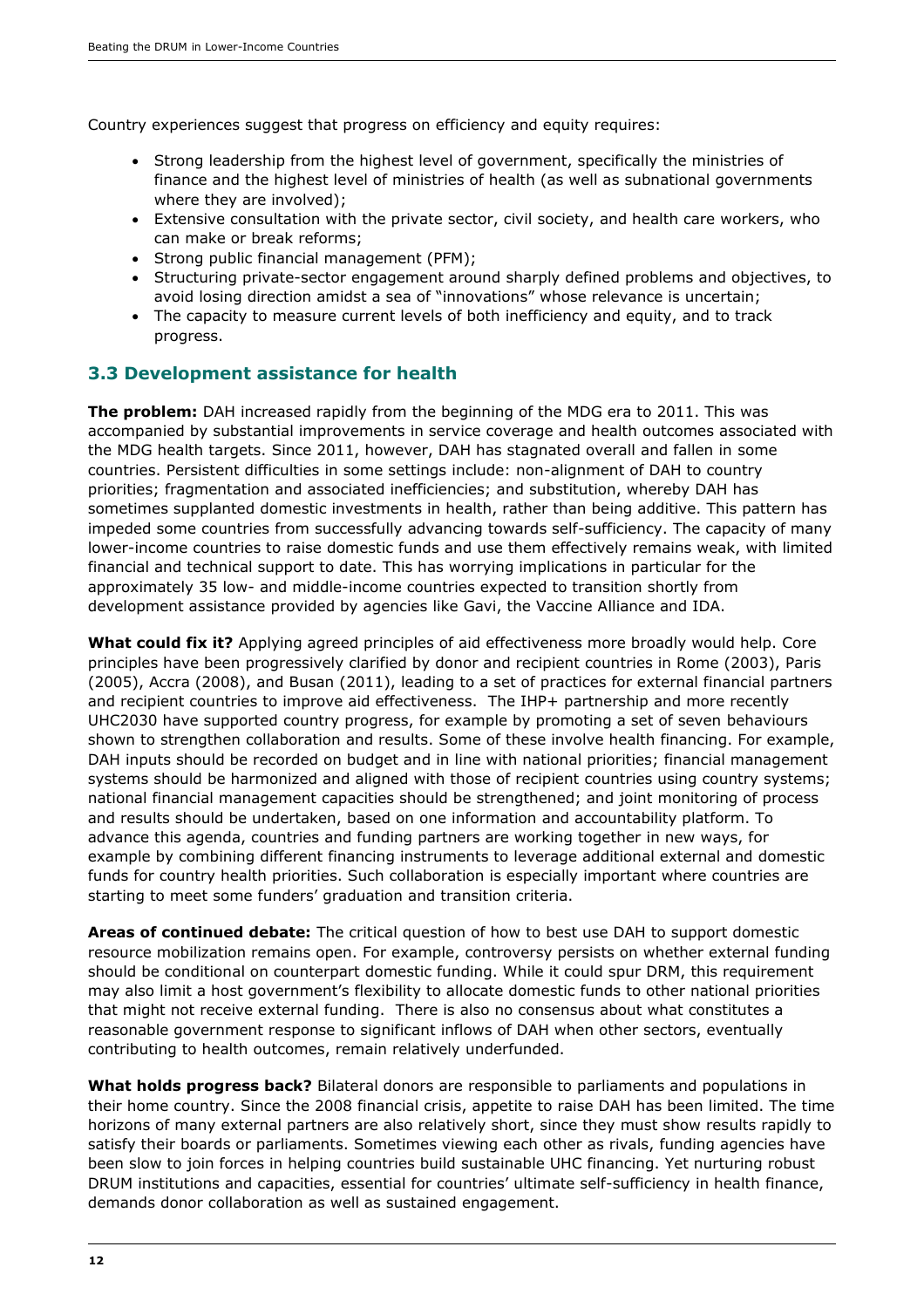Country experiences suggest that progress on efficiency and equity requires:

- Strong leadership from the highest level of government, specifically the ministries of finance and the highest level of ministries of health (as well as subnational governments where they are involved);
- Extensive consultation with the private sector, civil society, and health care workers, who can make or break reforms;
- Strong public financial management (PFM);
- Structuring private-sector engagement around sharply defined problems and objectives, to avoid losing direction amidst a sea of "innovations" whose relevance is uncertain;
- The capacity to measure current levels of both inefficiency and equity, and to track progress.

## 3.3 Development assistance for health

**The problem:** DAH increased rapidly from the beginning of the MDG era to 2011. This was accompanied by substantial improvements in service coverage and health outcomes associated with the MDG health targets. Since 2011, however, DAH has stagnated overall and fallen in some countries. Persistent difficulties in some settings include: non-alignment of DAH to country priorities; fragmentation and associated inefficiencies; and substitution, whereby DAH has sometimes supplanted domestic investments in health, rather than being additive. This pattern has impeded some countries from successfully advancing towards self-sufficiency. The capacity of many lower-income countries to raise domestic funds and use them effectively remains weak, with limited financial and technical support to date. This has worrying implications in particular for the approximately 35 low- and middle-income countries expected to transition shortly from development assistance provided by agencies like Gavi, the Vaccine Alliance and IDA.

**What could fix it?** Applying agreed principles of aid effectiveness more broadly would help. Core principles have been progressively clarified by donor and recipient countries in Rome (2003), Paris (2005), Accra (2008), and Busan (2011), leading to a set of practices for external financial partners and recipient countries to improve aid effectiveness. The IHP+ partnership and more recently UHC2030 have supported country progress, for example by promoting a set of seven behaviours shown to strengthen collaboration and results. Some of these involve health financing. For example, DAH inputs should be recorded on budget and in line with national priorities; financial management systems should be harmonized and aligned with those of recipient countries using country systems; national financial management capacities should be strengthened; and joint monitoring of process and results should be undertaken, based on one information and accountability platform. To advance this agenda, countries and funding partners are working together in new ways, for example by combining different financing instruments to leverage additional external and domestic funds for country health priorities. Such collaboration is especially important where countries are starting to meet some funders' graduation and transition criteria.

**Areas of continued debate:** The critical question of how to best use DAH to support domestic resource mobilization remains open. For example, controversy persists on whether external funding should be conditional on counterpart domestic funding. While it could spur DRM, this requirement may also limit a host government's flexibility to allocate domestic funds to other national priorities that might not receive external funding. There is also no consensus about what constitutes a reasonable government response to significant inflows of DAH when other sectors, eventually contributing to health outcomes, remain relatively underfunded.

**What holds progress back?** Bilateral donors are responsible to parliaments and populations in their home country. Since the 2008 financial crisis, appetite to raise DAH has been limited. The time horizons of many external partners are also relatively short, since they must show results rapidly to satisfy their boards or parliaments. Sometimes viewing each other as rivals, funding agencies have been slow to join forces in helping countries build sustainable UHC financing. Yet nurturing robust DRUM institutions and capacities, essential for countries' ultimate self-sufficiency in health finance, demands donor collaboration as well as sustained engagement.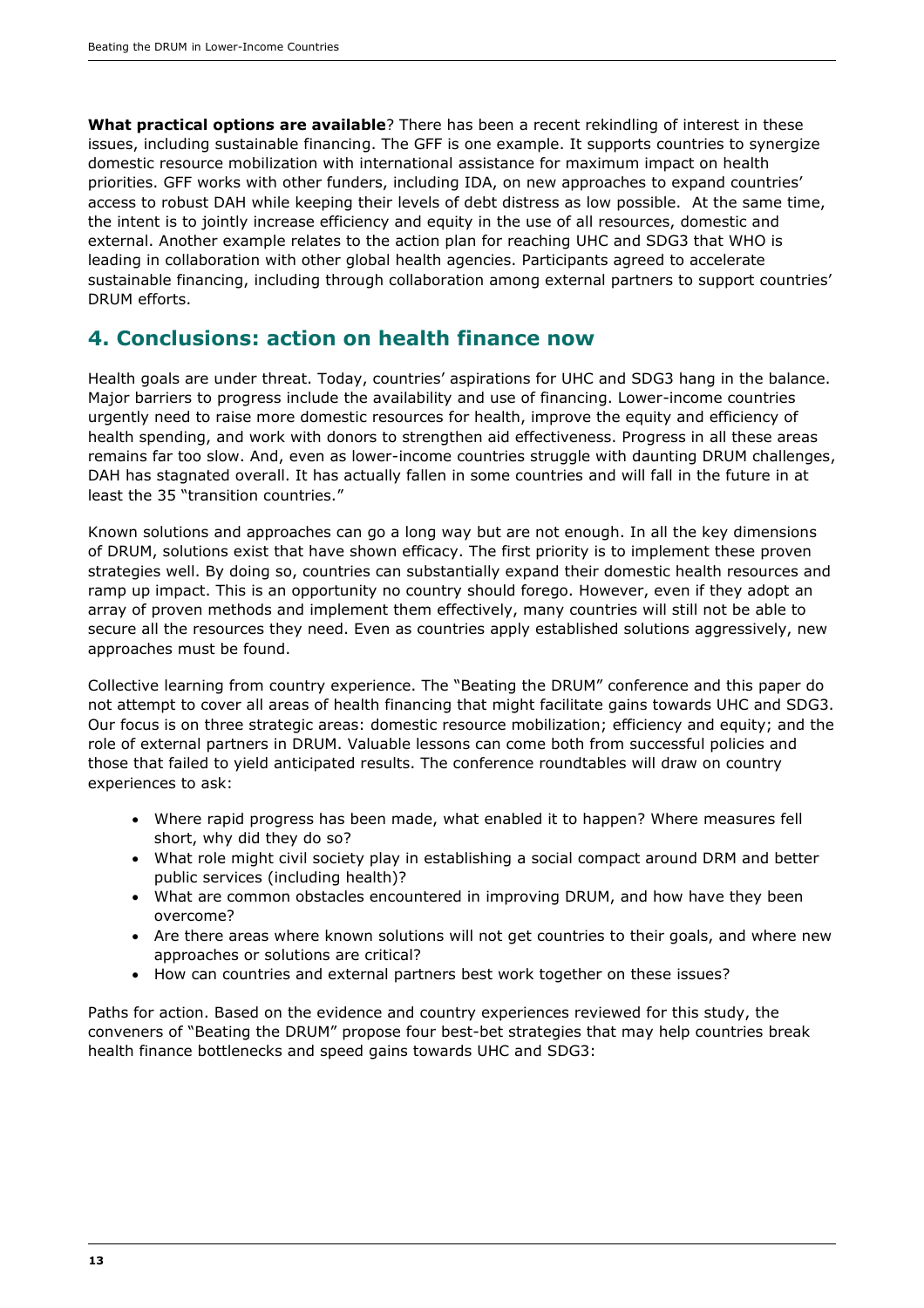**What practical options are available**? There has been a recent rekindling of interest in these issues, including sustainable financing. The GFF is one example. It supports countries to synergize domestic resource mobilization with international assistance for maximum impact on health priorities. GFF works with other funders, including IDA, on new approaches to expand countries' access to robust DAH while keeping their levels of debt distress as low possible. At the same time, the intent is to jointly increase efficiency and equity in the use of all resources, domestic and external. Another example relates to the action plan for reaching UHC and SDG3 that WHO is leading in collaboration with other global health agencies. Participants agreed to accelerate sustainable financing, including through collaboration among external partners to support countries' DRUM efforts.

## 4. Conclusions: action on health finance now

Health goals are under threat. Today, countries' aspirations for UHC and SDG3 hang in the balance. Major barriers to progress include the availability and use of financing. Lower-income countries urgently need to raise more domestic resources for health, improve the equity and efficiency of health spending, and work with donors to strengthen aid effectiveness. Progress in all these areas remains far too slow. And, even as lower-income countries struggle with daunting DRUM challenges, DAH has stagnated overall. It has actually fallen in some countries and will fall in the future in at least the 35 "transition countries."

Known solutions and approaches can go a long way but are not enough. In all the key dimensions of DRUM, solutions exist that have shown efficacy. The first priority is to implement these proven strategies well. By doing so, countries can substantially expand their domestic health resources and ramp up impact. This is an opportunity no country should forego. However, even if they adopt an array of proven methods and implement them effectively, many countries will still not be able to secure all the resources they need. Even as countries apply established solutions aggressively, new approaches must be found.

Collective learning from country experience. The "Beating the DRUM" conference and this paper do not attempt to cover all areas of health financing that might facilitate gains towards UHC and SDG3. Our focus is on three strategic areas: domestic resource mobilization; efficiency and equity; and the role of external partners in DRUM. Valuable lessons can come both from successful policies and those that failed to yield anticipated results. The conference roundtables will draw on country experiences to ask:

- Where rapid progress has been made, what enabled it to happen? Where measures fell short, why did they do so?
- What role might civil society play in establishing a social compact around DRM and better public services (including health)?
- What are common obstacles encountered in improving DRUM, and how have they been overcome?
- Are there areas where known solutions will not get countries to their goals, and where new approaches or solutions are critical?
- How can countries and external partners best work together on these issues?

Paths for action. Based on the evidence and country experiences reviewed for this study, the conveners of "Beating the DRUM" propose four best-bet strategies that may help countries break health finance bottlenecks and speed gains towards UHC and SDG3: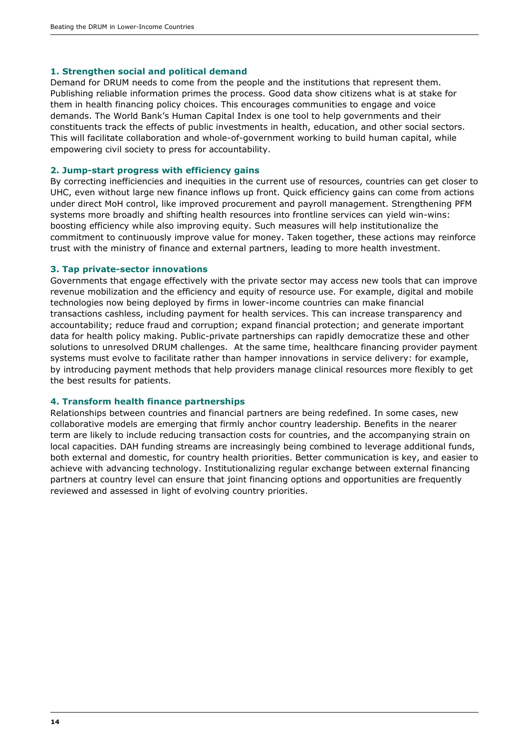**1. Strengthen social and political demand**

Demand for DRUM needs to come from the people and the institutions that represent them. Publishing reliable information primes the process. Good data show citizens what is at stake for them in health financing policy choices. This encourages communities to engage and voice demands. The World Bank's Human Capital Index is one tool to help governments and their constituents track the effects of public investments in health, education, and other social sectors. This will facilitate collaboration and whole-of-government working to build human capital, while empowering civil society to press for accountability.

**2. Jump-start progress with efficiency gains**

By correcting inefficiencies and inequities in the current use of resources, countries can get closer to UHC, even without large new finance inflows up front. Quick efficiency gains can come from actions under direct MoH control, like improved procurement and payroll management. Strengthening PFM systems more broadly and shifting health resources into frontline services can yield win-wins: boosting efficiency while also improving equity. Such measures will help institutionalize the commitment to continuously improve value for money. Taken together, these actions may reinforce trust with the ministry of finance and external partners, leading to more health investment.

**3. Tap private-sector innovations**

Governments that engage effectively with the private sector may access new tools that can improve revenue mobilization and the efficiency and equity of resource use. For example, digital and mobile technologies now being deployed by firms in lower-income countries can make financial transactions cashless, including payment for health services. This can increase transparency and accountability; reduce fraud and corruption; expand financial protection; and generate important data for health policy making. Public-private partnerships can rapidly democratize these and other solutions to unresolved DRUM challenges. At the same time, healthcare financing provider payment systems must evolve to facilitate rather than hamper innovations in service delivery: for example, by introducing payment methods that help providers manage clinical resources more flexibly to get the best results for patients.

**4. Transform health finance partnerships**

Relationships between countries and financial partners are being redefined. In some cases, new collaborative models are emerging that firmly anchor country leadership. Benefits in the nearer term are likely to include reducing transaction costs for countries, and the accompanying strain on local capacities. DAH funding streams are increasingly being combined to leverage additional funds, both external and domestic, for country health priorities. Better communication is key, and easier to achieve with advancing technology. Institutionalizing regular exchange between external financing partners at country level can ensure that joint financing options and opportunities are frequently reviewed and assessed in light of evolving country priorities.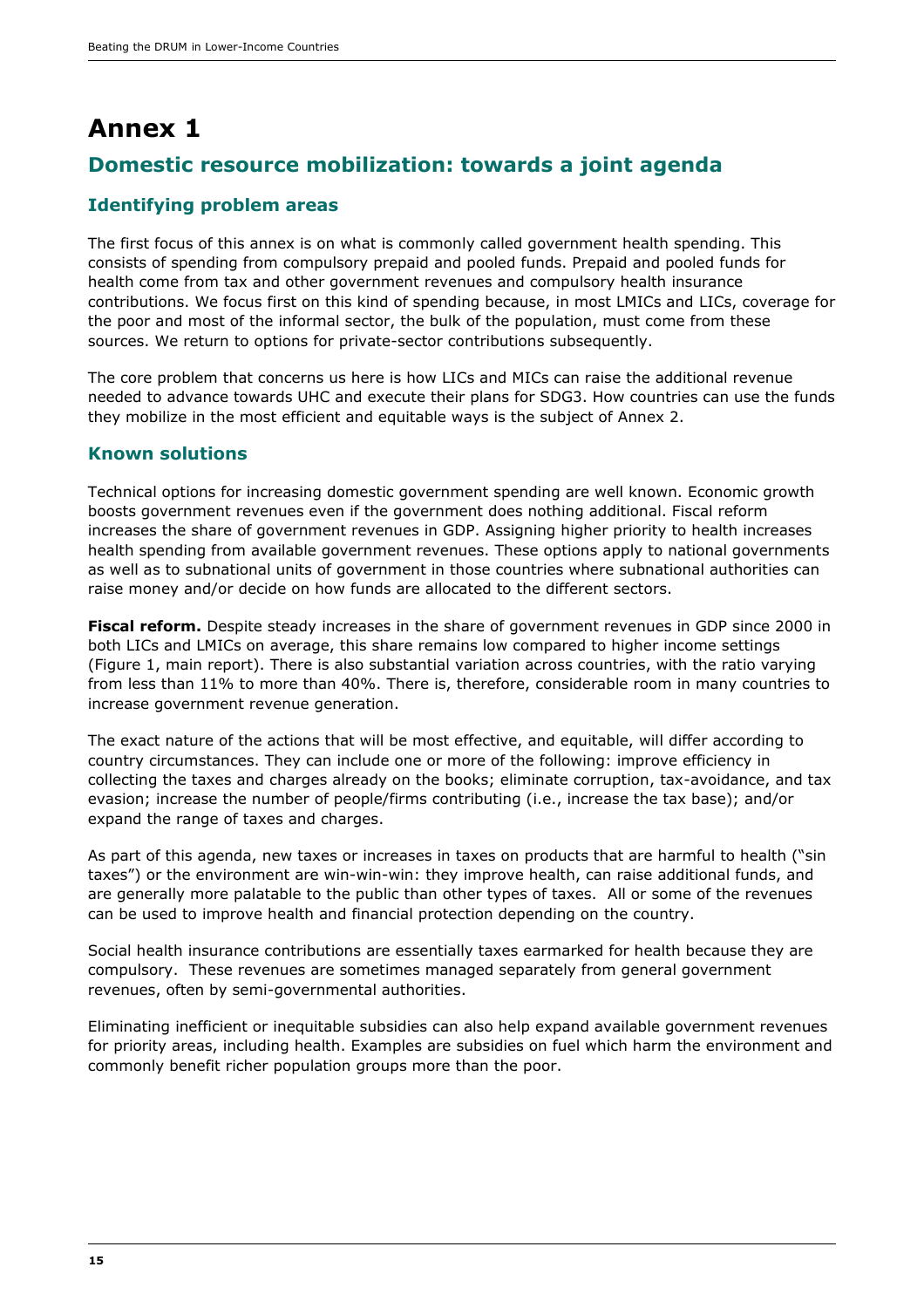# Annex 1

## Domestic resource mobilization: towards a joint agenda

### Identifying problem areas

The first focus of this annex is on what is commonly called government health spending. This consists of spending from compulsory prepaid and pooled funds. Prepaid and pooled funds for health come from tax and other government revenues and compulsory health insurance contributions. We focus first on this kind of spending because, in most LMICs and LICs, coverage for the poor and most of the informal sector, the bulk of the population, must come from these sources. We return to options for private-sector contributions subsequently.

The core problem that concerns us here is how LICs and MICs can raise the additional revenue needed to advance towards UHC and execute their plans for SDG3. How countries can use the funds they mobilize in the most efficient and equitable ways is the subject of Annex 2.

### Known solutions

Technical options for increasing domestic government spending are well known. Economic growth boosts government revenues even if the government does nothing additional. Fiscal reform increases the share of government revenues in GDP. Assigning higher priority to health increases health spending from available government revenues. These options apply to national governments as well as to subnational units of government in those countries where subnational authorities can raise money and/or decide on how funds are allocated to the different sectors.

**Fiscal reform.** Despite steady increases in the share of government revenues in GDP since 2000 in both LICs and LMICs on average, this share remains low compared to higher income settings (Figure 1, main report). There is also substantial variation across countries, with the ratio varying from less than 11% to more than 40%. There is, therefore, considerable room in many countries to increase government revenue generation.

The exact nature of the actions that will be most effective, and equitable, will differ according to country circumstances. They can include one or more of the following: improve efficiency in collecting the taxes and charges already on the books; eliminate corruption, tax-avoidance, and tax evasion; increase the number of people/firms contributing (i.e., increase the tax base); and/or expand the range of taxes and charges.

As part of this agenda, new taxes or increases in taxes on products that are harmful to health ("sin taxes") or the environment are win-win-win: they improve health, can raise additional funds, and are generally more palatable to the public than other types of taxes. All or some of the revenues can be used to improve health and financial protection depending on the country.

Social health insurance contributions are essentially taxes earmarked for health because they are compulsory. These revenues are sometimes managed separately from general government revenues, often by semi-governmental authorities.

Eliminating inefficient or inequitable subsidies can also help expand available government revenues for priority areas, including health. Examples are subsidies on fuel which harm the environment and commonly benefit richer population groups more than the poor.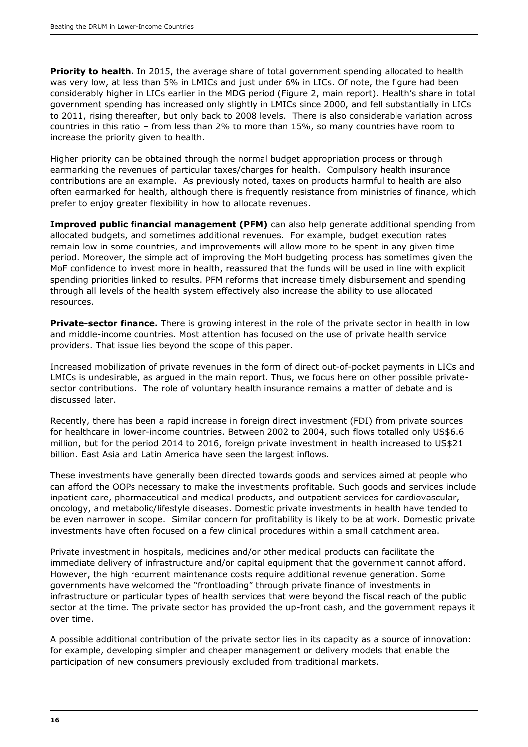**Priority to health.** In 2015, the average share of total government spending allocated to health was very low, at less than 5% in LMICs and just under 6% in LICs. Of note, the figure had been considerably higher in LICs earlier in the MDG period (Figure 2, main report). Health's share in total government spending has increased only slightly in LMICs since 2000, and fell substantially in LICs to 2011, rising thereafter, but only back to 2008 levels. There is also considerable variation across countries in this ratio – from less than 2% to more than 15%, so many countries have room to increase the priority given to health.

Higher priority can be obtained through the normal budget appropriation process or through earmarking the revenues of particular taxes/charges for health. Compulsory health insurance contributions are an example. As previously noted, taxes on products harmful to health are also often earmarked for health, although there is frequently resistance from ministries of finance, which prefer to enjoy greater flexibility in how to allocate revenues.

**Improved public financial management (PFM)** can also help generate additional spending from allocated budgets, and sometimes additional revenues. For example, budget execution rates remain low in some countries, and improvements will allow more to be spent in any given time period. Moreover, the simple act of improving the MoH budgeting process has sometimes given the MoF confidence to invest more in health, reassured that the funds will be used in line with explicit spending priorities linked to results. PFM reforms that increase timely disbursement and spending through all levels of the health system effectively also increase the ability to use allocated resources.

**Private-sector finance.** There is growing interest in the role of the private sector in health in low and middle-income countries. Most attention has focused on the use of private health service providers. That issue lies beyond the scope of this paper.

Increased mobilization of private revenues in the form of direct out-of-pocket payments in LICs and LMICs is undesirable, as argued in the main report. Thus, we focus here on other possible private-sector contributions. The role of voluntary health insurance remains a matter of debate and is discussed later.

Recently, there has been a rapid increase in foreign direct investment (FDI) from private sources for healthcare in lower-income countries. Between 2002 to 2004, such flows totalled only US$6.6 million, but for the period 2014 to 2016, foreign private investment in health increased to US$21 billion. East Asia and Latin America have seen the largest inflows.

These investments have generally been directed towards goods and services aimed at people who can afford the OOPs necessary to make the investments profitable. Such goods and services include inpatient care, pharmaceutical and medical products, and outpatient services for cardiovascular, oncology, and metabolic/lifestyle diseases. Domestic private investments in health have tended to be even narrower in scope. Similar concern for profitability is likely to be at work. Domestic private investments have often focused on a few clinical procedures within a small catchment area.

Private investment in hospitals, medicines and/or other medical products can facilitate the immediate delivery of infrastructure and/or capital equipment that the government cannot afford. However, the high recurrent maintenance costs require additional revenue generation. Some governments have welcomed the "frontloading" through private finance of investments in infrastructure or particular types of health services that were beyond the fiscal reach of the public sector at the time. The private sector has provided the up-front cash, and the government repays it over time.

A possible additional contribution of the private sector lies in its capacity as a source of innovation: for example, developing simpler and cheaper management or delivery models that enable the participation of new consumers previously excluded from traditional markets.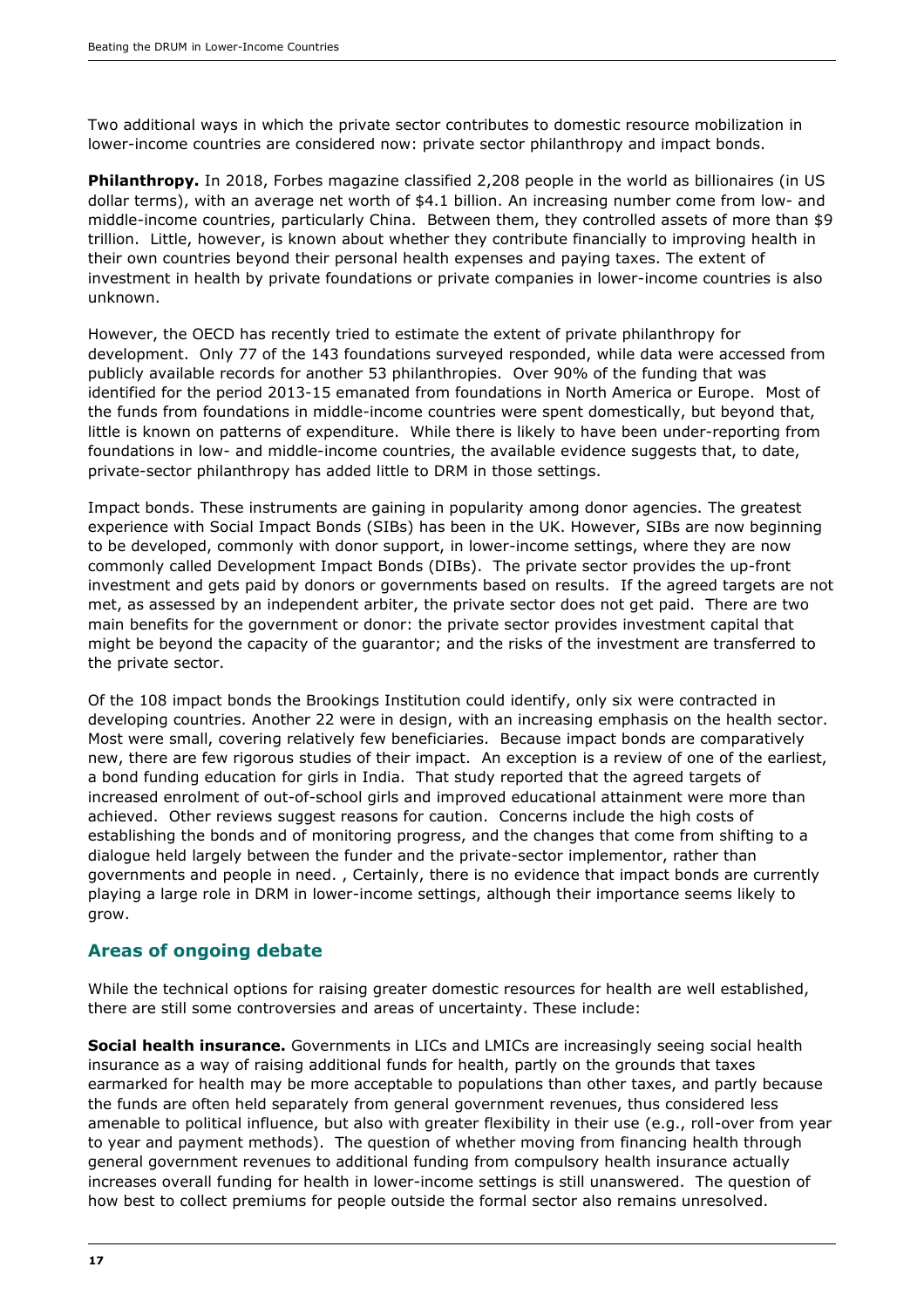Two additional ways in which the private sector contributes to domestic resource mobilization in lower-income countries are considered now: private sector philanthropy and impact bonds.

**Philanthropy.** In 2018, Forbes magazine classified 2,208 people in the world as billionaires (in US dollar terms), with an average net worth of $4.1 billion. An increasing number come from low- and middle-income countries, particularly China. Between them, they controlled assets of more than $9 trillion. Little, however, is known about whether they contribute financially to improving health in their own countries beyond their personal health expenses and paying taxes. The extent of investment in health by private foundations or private companies in lower-income countries is also unknown.

However, the OECD has recently tried to estimate the extent of private philanthropy for development. Only 77 of the 143 foundations surveyed responded, while data were accessed from publicly available records for another 53 philanthropies. Over 90% of the funding that was identified for the period 2013-15 emanated from foundations in North America or Europe. Most of the funds from foundations in middle-income countries were spent domestically, but beyond that, little is known on patterns of expenditure. While there is likely to have been under-reporting from foundations in low- and middle-income countries, the available evidence suggests that, to date, private-sector philanthropy has added little to DRM in those settings.

Impact bonds. These instruments are gaining in popularity among donor agencies. The greatest experience with Social Impact Bonds (SIBs) has been in the UK. However, SIBs are now beginning to be developed, commonly with donor support, in lower-income settings, where they are now commonly called Development Impact Bonds (DIBs). The private sector provides the up-front investment and gets paid by donors or governments based on results. If the agreed targets are not met, as assessed by an independent arbiter, the private sector does not get paid. There are two main benefits for the government or donor: the private sector provides investment capital that might be beyond the capacity of the guarantor; and the risks of the investment are transferred to the private sector.

Of the 108 impact bonds the Brookings Institution could identify, only six were contracted in developing countries. Another 22 were in design, with an increasing emphasis on the health sector. Most were small, covering relatively few beneficiaries. Because impact bonds are comparatively new, there are few rigorous studies of their impact. An exception is a review of one of the earliest, a bond funding education for girls in India. That study reported that the agreed targets of increased enrolment of out-of-school girls and improved educational attainment were more than achieved. Other reviews suggest reasons for caution. Concerns include the high costs of establishing the bonds and of monitoring progress, and the changes that come from shifting to a dialogue held largely between the funder and the private-sector implementor, rather than governments and people in need. , Certainly, there is no evidence that impact bonds are currently playing a large role in DRM in lower-income settings, although their importance seems likely to grow.

## Areas of ongoing debate

While the technical options for raising greater domestic resources for health are well established, there are still some controversies and areas of uncertainty. These include:

**Social health insurance.** Governments in LICs and LMICs are increasingly seeing social health insurance as a way of raising additional funds for health, partly on the grounds that taxes earmarked for health may be more acceptable to populations than other taxes, and partly because the funds are often held separately from general government revenues, thus considered less amenable to political influence, but also with greater flexibility in their use (e.g., roll-over from year to year and payment methods). The question of whether moving from financing health through general government revenues to additional funding from compulsory health insurance actually increases overall funding for health in lower-income settings is still unanswered. The question of how best to collect premiums for people outside the formal sector also remains unresolved.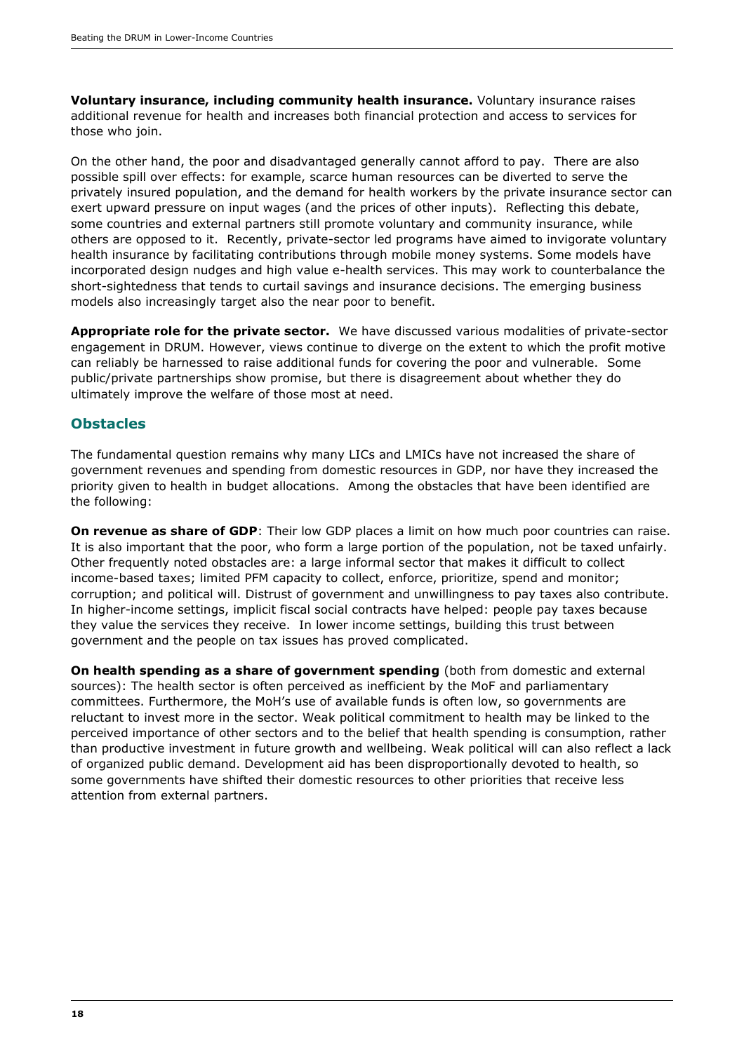**Voluntary insurance, including community health insurance.** Voluntary insurance raises additional revenue for health and increases both financial protection and access to services for those who join.

On the other hand, the poor and disadvantaged generally cannot afford to pay. There are also possible spill over effects: for example, scarce human resources can be diverted to serve the privately insured population, and the demand for health workers by the private insurance sector can exert upward pressure on input wages (and the prices of other inputs). Reflecting this debate, some countries and external partners still promote voluntary and community insurance, while others are opposed to it. Recently, private-sector led programs have aimed to invigorate voluntary health insurance by facilitating contributions through mobile money systems. Some models have incorporated design nudges and high value e-health services. This may work to counterbalance the short-sightedness that tends to curtail savings and insurance decisions. The emerging business models also increasingly target also the near poor to benefit.

**Appropriate role for the private sector.** We have discussed various modalities of private-sector engagement in DRUM. However, views continue to diverge on the extent to which the profit motive can reliably be harnessed to raise additional funds for covering the poor and vulnerable. Some public/private partnerships show promise, but there is disagreement about whether they do ultimately improve the welfare of those most at need.

## Obstacles

The fundamental question remains why many LICs and LMICs have not increased the share of government revenues and spending from domestic resources in GDP, nor have they increased the priority given to health in budget allocations. Among the obstacles that have been identified are the following:

**On revenue as share of GDP**: Their low GDP places a limit on how much poor countries can raise. It is also important that the poor, who form a large portion of the population, not be taxed unfairly. Other frequently noted obstacles are: a large informal sector that makes it difficult to collect income-based taxes; limited PFM capacity to collect, enforce, prioritize, spend and monitor; corruption; and political will. Distrust of government and unwillingness to pay taxes also contribute. In higher-income settings, implicit fiscal social contracts have helped: people pay taxes because they value the services they receive. In lower income settings, building this trust between government and the people on tax issues has proved complicated.

**On health spending as a share of government spending** (both from domestic and external sources): The health sector is often perceived as inefficient by the MoF and parliamentary committees. Furthermore, the MoH's use of available funds is often low, so governments are reluctant to invest more in the sector. Weak political commitment to health may be linked to the perceived importance of other sectors and to the belief that health spending is consumption, rather than productive investment in future growth and wellbeing. Weak political will can also reflect a lack of organized public demand. Development aid has been disproportionally devoted to health, so some governments have shifted their domestic resources to other priorities that receive less attention from external partners.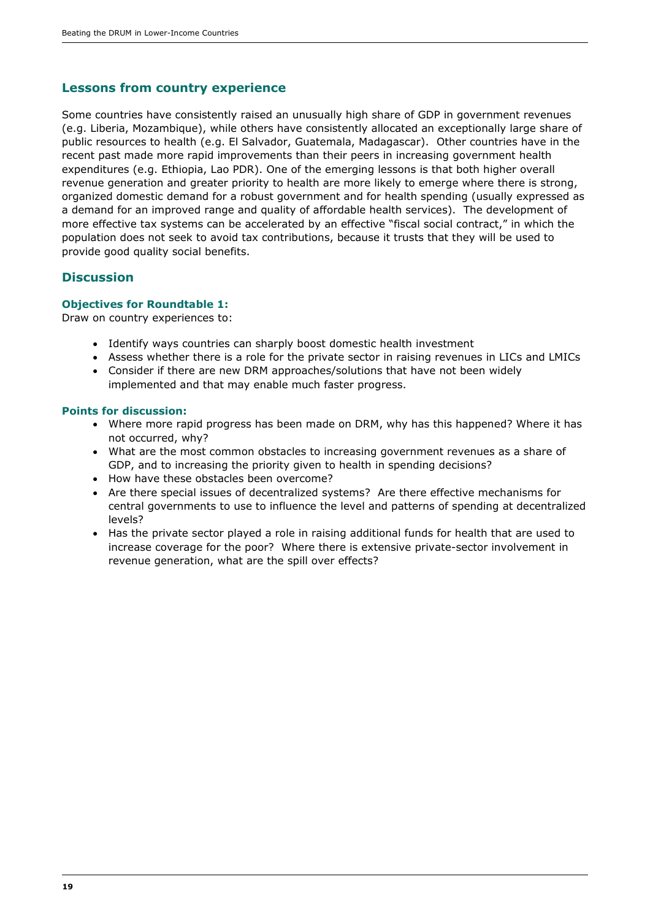## Lessons from country experience

Some countries have consistently raised an unusually high share of GDP in government revenues (e.g. Liberia, Mozambique), while others have consistently allocated an exceptionally large share of public resources to health (e.g. El Salvador, Guatemala, Madagascar). Other countries have in the recent past made more rapid improvements than their peers in increasing government health expenditures (e.g. Ethiopia, Lao PDR). One of the emerging lessons is that both higher overall revenue generation and greater priority to health are more likely to emerge where there is strong, organized domestic demand for a robust government and for health spending (usually expressed as a demand for an improved range and quality of affordable health services). The development of more effective tax systems can be accelerated by an effective "fiscal social contract," in which the population does not seek to avoid tax contributions, because it trusts that they will be used to provide good quality social benefits.

## Discussion

### Objectives for Roundtable 1:

Draw on country experiences to:

- Identify ways countries can sharply boost domestic health investment
- Assess whether there is a role for the private sector in raising revenues in LICs and LMICs
- Consider if there are new DRM approaches/solutions that have not been widely implemented and that may enable much faster progress.

### Points for discussion:

- Where more rapid progress has been made on DRM, why has this happened? Where it has not occurred, why?
- What are the most common obstacles to increasing government revenues as a share of GDP, and to increasing the priority given to health in spending decisions?
- How have these obstacles been overcome?
- Are there special issues of decentralized systems? Are there effective mechanisms for central governments to use to influence the level and patterns of spending at decentralized levels?
- Has the private sector played a role in raising additional funds for health that are used to increase coverage for the poor? Where there is extensive private-sector involvement in revenue generation, what are the spill over effects?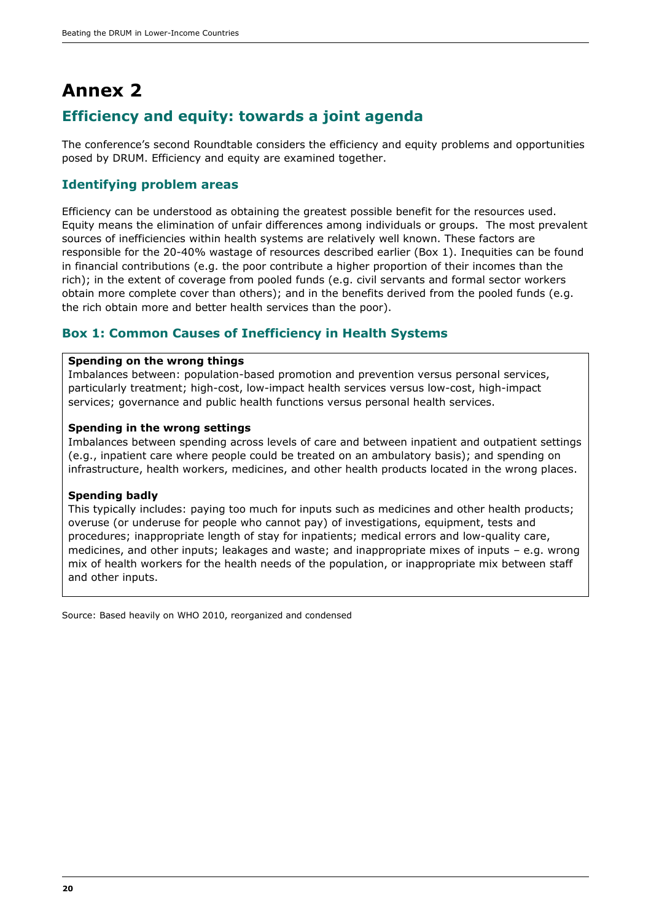# Annex 2

## Efficiency and equity: towards a joint agenda

The conference's second Roundtable considers the efficiency and equity problems and opportunities posed by DRUM. Efficiency and equity are examined together.

### Identifying problem areas

Efficiency can be understood as obtaining the greatest possible benefit for the resources used. Equity means the elimination of unfair differences among individuals or groups. The most prevalent sources of inefficiencies within health systems are relatively well known. These factors are responsible for the 20-40% wastage of resources described earlier (Box 1). Inequities can be found in financial contributions (e.g. the poor contribute a higher proportion of their incomes than the rich); in the extent of coverage from pooled funds (e.g. civil servants and formal sector workers obtain more complete cover than others); and in the benefits derived from the pooled funds (e.g. the rich obtain more and better health services than the poor).

### Box 1: Common Causes of Inefficiency in Health Systems

**Spending on the wrong things**
Imbalances between: population-based promotion and prevention versus personal services, particularly treatment; high-cost, low-impact health services versus low-cost, high-impact services; governance and public health functions versus personal health services.

**Spending in the wrong settings**
Imbalances between spending across levels of care and between inpatient and outpatient settings (e.g., inpatient care where people could be treated on an ambulatory basis); and spending on infrastructure, health workers, medicines, and other health products located in the wrong places.

**Spending badly**
This typically includes: paying too much for inputs such as medicines and other health products; overuse (or underuse for people who cannot pay) of investigations, equipment, tests and procedures; inappropriate length of stay for inpatients; medical errors and low-quality care, medicines, and other inputs; leakages and waste; and inappropriate mixes of inputs – e.g. wrong mix of health workers for the health needs of the population, or inappropriate mix between staff and other inputs.

Source: Based heavily on WHO 2010, reorganized and condensed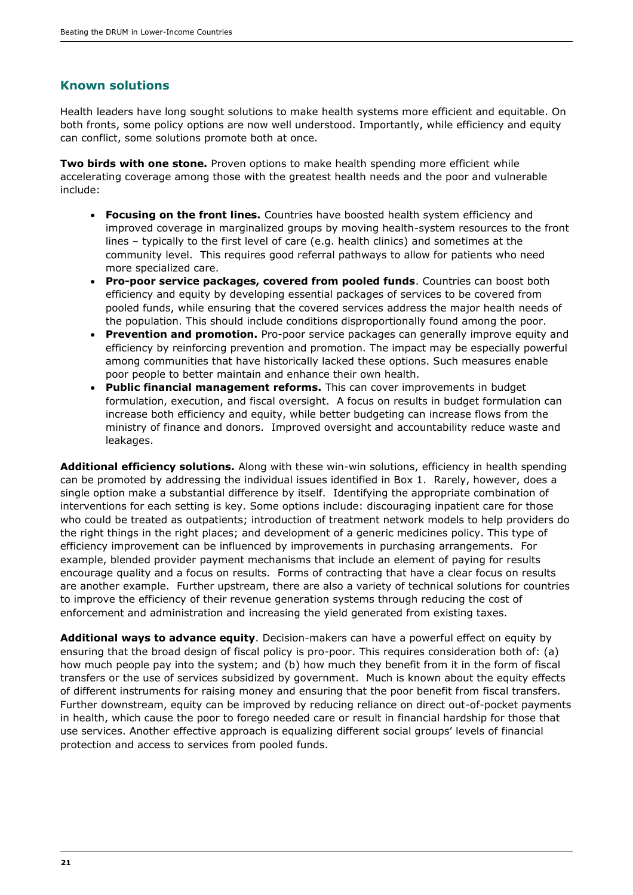## Known solutions

Health leaders have long sought solutions to make health systems more efficient and equitable. On both fronts, some policy options are now well understood. Importantly, while efficiency and equity can conflict, some solutions promote both at once.

**Two birds with one stone.** Proven options to make health spending more efficient while accelerating coverage among those with the greatest health needs and the poor and vulnerable include:

- **Focusing on the front lines.** Countries have boosted health system efficiency and improved coverage in marginalized groups by moving health-system resources to the front lines – typically to the first level of care (e.g. health clinics) and sometimes at the community level. This requires good referral pathways to allow for patients who need more specialized care.
- **Pro-poor service packages, covered from pooled funds**. Countries can boost both efficiency and equity by developing essential packages of services to be covered from pooled funds, while ensuring that the covered services address the major health needs of the population. This should include conditions disproportionally found among the poor.
- **Prevention and promotion.** Pro-poor service packages can generally improve equity and efficiency by reinforcing prevention and promotion. The impact may be especially powerful among communities that have historically lacked these options. Such measures enable poor people to better maintain and enhance their own health.
- **Public financial management reforms.** This can cover improvements in budget formulation, execution, and fiscal oversight. A focus on results in budget formulation can increase both efficiency and equity, while better budgeting can increase flows from the ministry of finance and donors. Improved oversight and accountability reduce waste and leakages.

**Additional efficiency solutions.** Along with these win-win solutions, efficiency in health spending can be promoted by addressing the individual issues identified in Box 1. Rarely, however, does a single option make a substantial difference by itself. Identifying the appropriate combination of interventions for each setting is key. Some options include: discouraging inpatient care for those who could be treated as outpatients; introduction of treatment network models to help providers do the right things in the right places; and development of a generic medicines policy. This type of efficiency improvement can be influenced by improvements in purchasing arrangements. For example, blended provider payment mechanisms that include an element of paying for results encourage quality and a focus on results. Forms of contracting that have a clear focus on results are another example. Further upstream, there are also a variety of technical solutions for countries to improve the efficiency of their revenue generation systems through reducing the cost of enforcement and administration and increasing the yield generated from existing taxes.

**Additional ways to advance equity**. Decision-makers can have a powerful effect on equity by ensuring that the broad design of fiscal policy is pro-poor. This requires consideration both of: (a) how much people pay into the system; and (b) how much they benefit from it in the form of fiscal transfers or the use of services subsidized by government. Much is known about the equity effects of different instruments for raising money and ensuring that the poor benefit from fiscal transfers. Further downstream, equity can be improved by reducing reliance on direct out-of-pocket payments in health, which cause the poor to forego needed care or result in financial hardship for those that use services. Another effective approach is equalizing different social groups' levels of financial protection and access to services from pooled funds.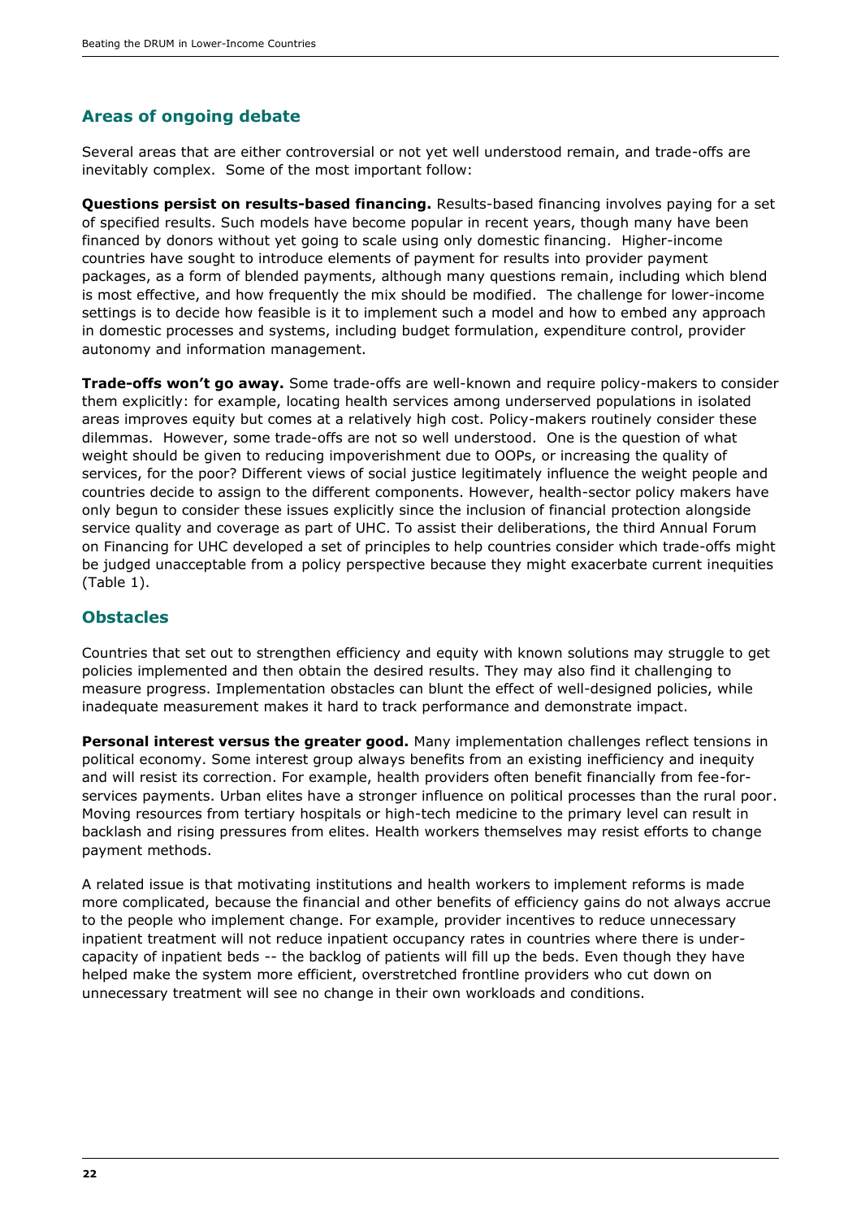## Areas of ongoing debate

Several areas that are either controversial or not yet well understood remain, and trade-offs are inevitably complex. Some of the most important follow:

**Questions persist on results-based financing.** Results-based financing involves paying for a set of specified results. Such models have become popular in recent years, though many have been financed by donors without yet going to scale using only domestic financing. Higher-income countries have sought to introduce elements of payment for results into provider payment packages, as a form of blended payments, although many questions remain, including which blend is most effective, and how frequently the mix should be modified. The challenge for lower-income settings is to decide how feasible is it to implement such a model and how to embed any approach in domestic processes and systems, including budget formulation, expenditure control, provider autonomy and information management.

**Trade-offs won't go away.** Some trade-offs are well-known and require policy-makers to consider them explicitly: for example, locating health services among underserved populations in isolated areas improves equity but comes at a relatively high cost. Policy-makers routinely consider these dilemmas. However, some trade-offs are not so well understood. One is the question of what weight should be given to reducing impoverishment due to OOPs, or increasing the quality of services, for the poor? Different views of social justice legitimately influence the weight people and countries decide to assign to the different components. However, health-sector policy makers have only begun to consider these issues explicitly since the inclusion of financial protection alongside service quality and coverage as part of UHC. To assist their deliberations, the third Annual Forum on Financing for UHC developed a set of principles to help countries consider which trade-offs might be judged unacceptable from a policy perspective because they might exacerbate current inequities (Table 1).

## Obstacles

Countries that set out to strengthen efficiency and equity with known solutions may struggle to get policies implemented and then obtain the desired results. They may also find it challenging to measure progress. Implementation obstacles can blunt the effect of well-designed policies, while inadequate measurement makes it hard to track performance and demonstrate impact.

**Personal interest versus the greater good.** Many implementation challenges reflect tensions in political economy. Some interest group always benefits from an existing inefficiency and inequity and will resist its correction. For example, health providers often benefit financially from fee-for-services payments. Urban elites have a stronger influence on political processes than the rural poor. Moving resources from tertiary hospitals or high-tech medicine to the primary level can result in backlash and rising pressures from elites. Health workers themselves may resist efforts to change payment methods.

A related issue is that motivating institutions and health workers to implement reforms is made more complicated, because the financial and other benefits of efficiency gains do not always accrue to the people who implement change. For example, provider incentives to reduce unnecessary inpatient treatment will not reduce inpatient occupancy rates in countries where there is under-capacity of inpatient beds -- the backlog of patients will fill up the beds. Even though they have helped make the system more efficient, overstretched frontline providers who cut down on unnecessary treatment will see no change in their own workloads and conditions.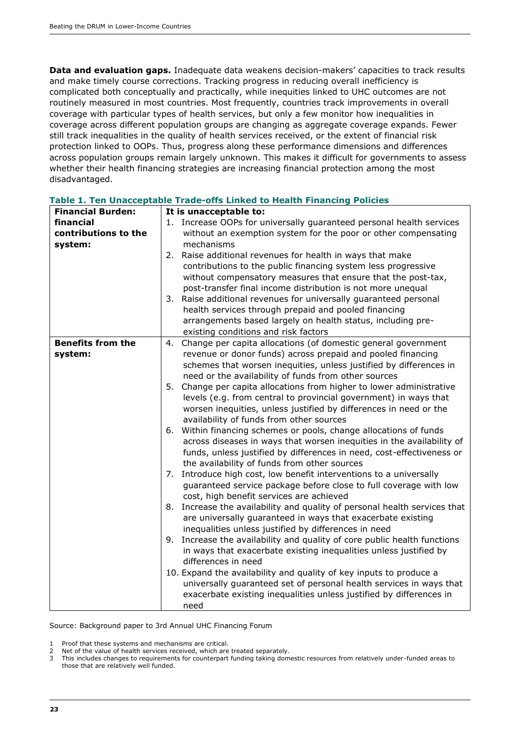**Data and evaluation gaps.** Inadequate data weakens decision-makers' capacities to track results and make timely course corrections. Tracking progress in reducing overall inefficiency is complicated both conceptually and practically, while inequities linked to UHC outcomes are not routinely measured in most countries. Most frequently, countries track improvements in overall coverage with particular types of health services, but only a few monitor how inequalities in coverage across different population groups are changing as aggregate coverage expands. Fewer still track inequalities in the quality of health services received, or the extent of financial risk protection linked to OOPs. Thus, progress along these performance dimensions and differences across population groups remain largely unknown. This makes it difficult for governments to assess whether their health financing strategies are increasing financial protection among the most disadvantaged.

**Table 1. Ten Unacceptable Trade-offs Linked to Health Financing Policies**

| **Financial Burden: financial contributions to the system:** | **It is unacceptable to:** |
|---|---|
| | 1. Increase OOPs for universally guaranteed personal health services without an exemption system for the poor or other compensating mechanisms |
| | 2. Raise additional revenues for health in ways that make contributions to the public financing system less progressive without compensatory measures that ensure that the post-tax, post-transfer final income distribution is not more unequal |
| | 3. Raise additional revenues for universally guaranteed personal health services through prepaid and pooled financing arrangements based largely on health status, including pre-existing conditions and risk factors |
| **Benefits from the system:** | 4. Change per capita allocations (of domestic general government revenue or donor funds) across prepaid and pooled financing schemes that worsen inequities, unless justified by differences in need or the availability of funds from other sources |
| | 5. Change per capita allocations from higher to lower administrative levels (e.g. from central to provincial government) in ways that worsen inequities, unless justified by differences in need or the availability of funds from other sources |
| | 6. Within financing schemes or pools, change allocations of funds across diseases in ways that worsen inequities in the availability of funds, unless justified by differences in need, cost-effectiveness or the availability of funds from other sources |
| | 7. Introduce high cost, low benefit interventions to a universally guaranteed service package before close to full coverage with low cost, high benefit services are achieved |
| | 8. Increase the availability and quality of personal health services that are universally guaranteed in ways that exacerbate existing inequalities unless justified by differences in need |
| | 9. Increase the availability and quality of core public health functions in ways that exacerbate existing inequalities unless justified by differences in need |
| | 10. Expand the availability and quality of key inputs to produce a universally guaranteed set of personal health services in ways that exacerbate existing inequalities unless justified by differences in need |

Source: Background paper to 3rd Annual UHC Financing Forum

1 Proof that these systems and mechanisms are critical.
2 Net of the value of health services received, which are treated separately.
3 This includes changes to requirements for counterpart funding taking domestic resources from relatively under-funded areas to those that are relatively well funded.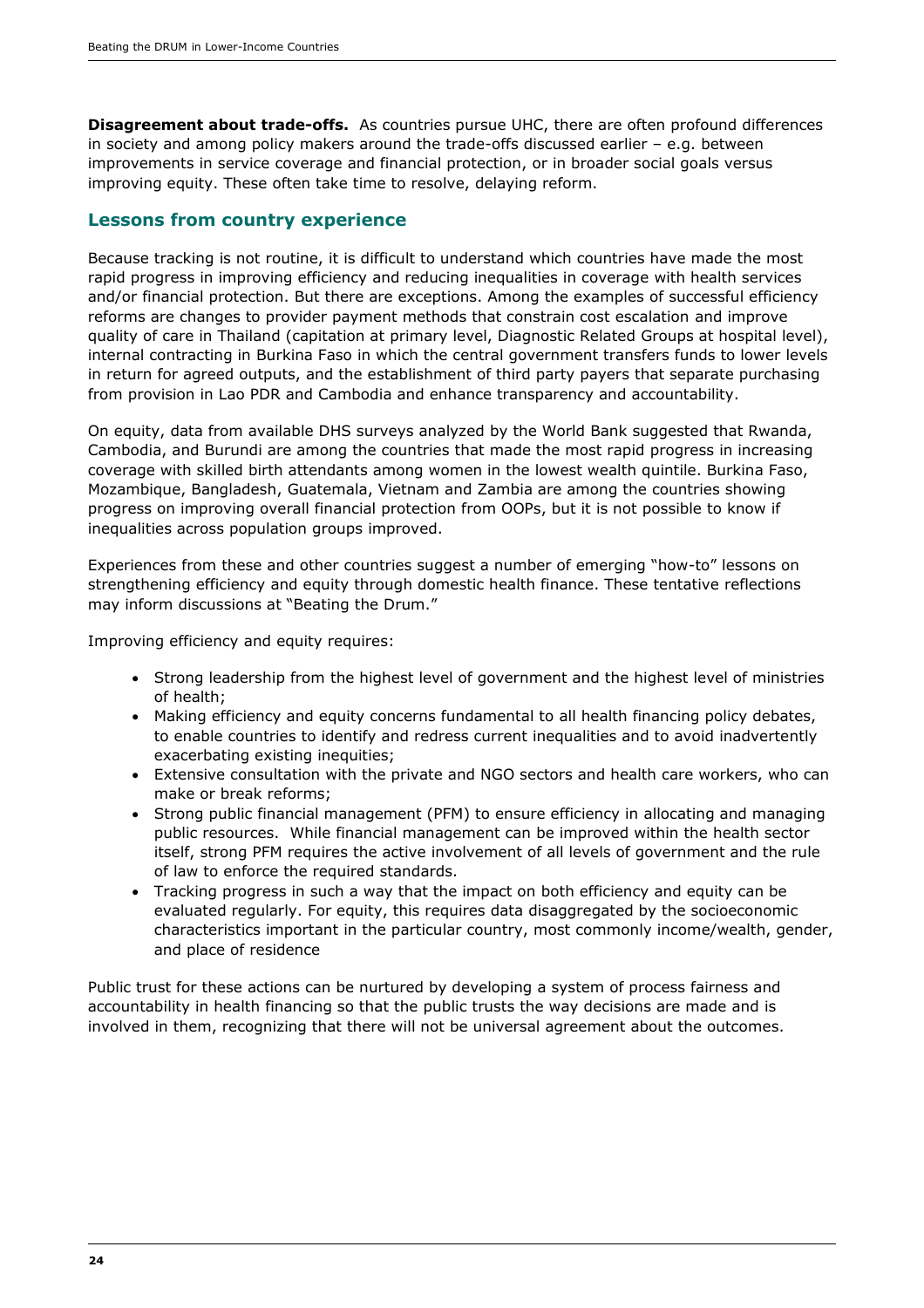**Disagreement about trade-offs.** As countries pursue UHC, there are often profound differences in society and among policy makers around the trade-offs discussed earlier – e.g. between improvements in service coverage and financial protection, or in broader social goals versus improving equity. These often take time to resolve, delaying reform.

## Lessons from country experience

Because tracking is not routine, it is difficult to understand which countries have made the most rapid progress in improving efficiency and reducing inequalities in coverage with health services and/or financial protection. But there are exceptions. Among the examples of successful efficiency reforms are changes to provider payment methods that constrain cost escalation and improve quality of care in Thailand (capitation at primary level, Diagnostic Related Groups at hospital level), internal contracting in Burkina Faso in which the central government transfers funds to lower levels in return for agreed outputs, and the establishment of third party payers that separate purchasing from provision in Lao PDR and Cambodia and enhance transparency and accountability.

On equity, data from available DHS surveys analyzed by the World Bank suggested that Rwanda, Cambodia, and Burundi are among the countries that made the most rapid progress in increasing coverage with skilled birth attendants among women in the lowest wealth quintile. Burkina Faso, Mozambique, Bangladesh, Guatemala, Vietnam and Zambia are among the countries showing progress on improving overall financial protection from OOPs, but it is not possible to know if inequalities across population groups improved.

Experiences from these and other countries suggest a number of emerging "how-to" lessons on strengthening efficiency and equity through domestic health finance. These tentative reflections may inform discussions at "Beating the Drum."

Improving efficiency and equity requires:

- Strong leadership from the highest level of government and the highest level of ministries of health;
- Making efficiency and equity concerns fundamental to all health financing policy debates, to enable countries to identify and redress current inequalities and to avoid inadvertently exacerbating existing inequities;
- Extensive consultation with the private and NGO sectors and health care workers, who can make or break reforms;
- Strong public financial management (PFM) to ensure efficiency in allocating and managing public resources. While financial management can be improved within the health sector itself, strong PFM requires the active involvement of all levels of government and the rule of law to enforce the required standards.
- Tracking progress in such a way that the impact on both efficiency and equity can be evaluated regularly. For equity, this requires data disaggregated by the socioeconomic characteristics important in the particular country, most commonly income/wealth, gender, and place of residence

Public trust for these actions can be nurtured by developing a system of process fairness and accountability in health financing so that the public trusts the way decisions are made and is involved in them, recognizing that there will not be universal agreement about the outcomes.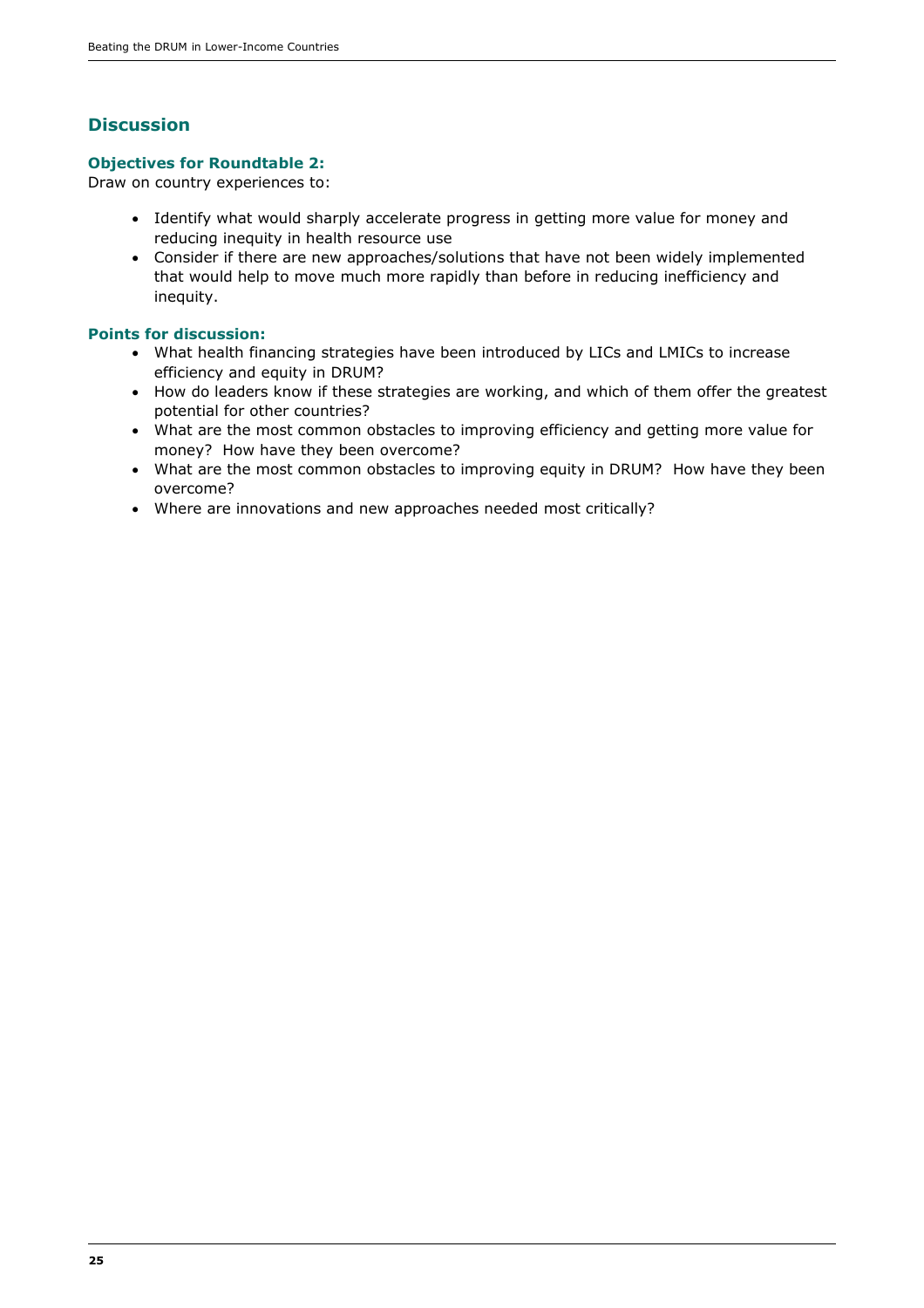## Discussion

### Objectives for Roundtable 2:

Draw on country experiences to:

- Identify what would sharply accelerate progress in getting more value for money and reducing inequity in health resource use
- Consider if there are new approaches/solutions that have not been widely implemented that would help to move much more rapidly than before in reducing inefficiency and inequity.

### Points for discussion:

- What health financing strategies have been introduced by LICs and LMICs to increase efficiency and equity in DRUM?
- How do leaders know if these strategies are working, and which of them offer the greatest potential for other countries?
- What are the most common obstacles to improving efficiency and getting more value for money? How have they been overcome?
- What are the most common obstacles to improving equity in DRUM? How have they been overcome?
- Where are innovations and new approaches needed most critically?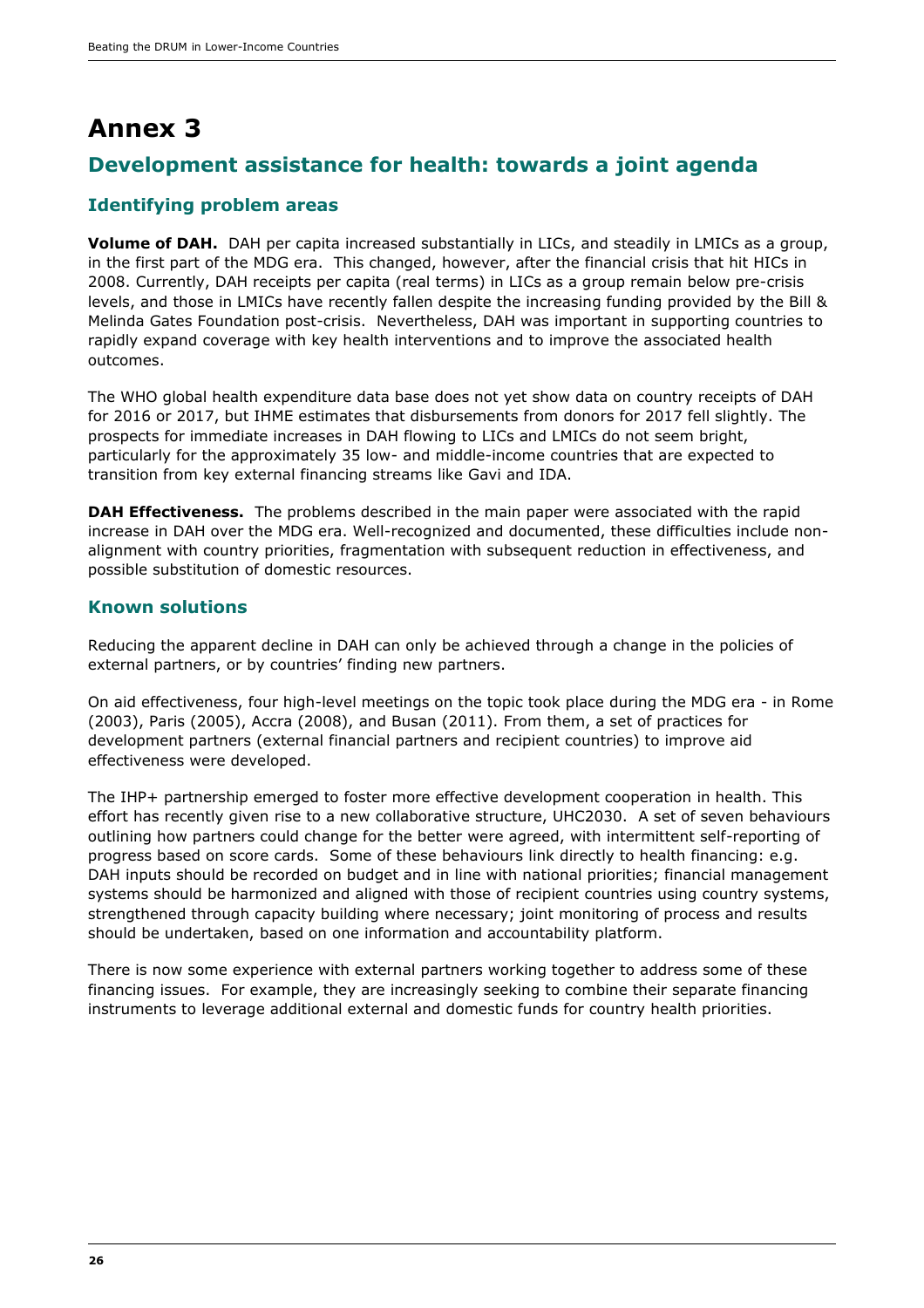# Annex 3

## Development assistance for health: towards a joint agenda

### Identifying problem areas

**Volume of DAH.** DAH per capita increased substantially in LICs, and steadily in LMICs as a group, in the first part of the MDG era. This changed, however, after the financial crisis that hit HICs in 2008. Currently, DAH receipts per capita (real terms) in LICs as a group remain below pre-crisis levels, and those in LMICs have recently fallen despite the increasing funding provided by the Bill & Melinda Gates Foundation post-crisis. Nevertheless, DAH was important in supporting countries to rapidly expand coverage with key health interventions and to improve the associated health outcomes.

The WHO global health expenditure data base does not yet show data on country receipts of DAH for 2016 or 2017, but IHME estimates that disbursements from donors for 2017 fell slightly. The prospects for immediate increases in DAH flowing to LICs and LMICs do not seem bright, particularly for the approximately 35 low- and middle-income countries that are expected to transition from key external financing streams like Gavi and IDA.

**DAH Effectiveness.** The problems described in the main paper were associated with the rapid increase in DAH over the MDG era. Well-recognized and documented, these difficulties include non-alignment with country priorities, fragmentation with subsequent reduction in effectiveness, and possible substitution of domestic resources.

### Known solutions

Reducing the apparent decline in DAH can only be achieved through a change in the policies of external partners, or by countries' finding new partners.

On aid effectiveness, four high-level meetings on the topic took place during the MDG era - in Rome (2003), Paris (2005), Accra (2008), and Busan (2011). From them, a set of practices for development partners (external financial partners and recipient countries) to improve aid effectiveness were developed.

The IHP+ partnership emerged to foster more effective development cooperation in health. This effort has recently given rise to a new collaborative structure, UHC2030. A set of seven behaviours outlining how partners could change for the better were agreed, with intermittent self-reporting of progress based on score cards. Some of these behaviours link directly to health financing: e.g. DAH inputs should be recorded on budget and in line with national priorities; financial management systems should be harmonized and aligned with those of recipient countries using country systems, strengthened through capacity building where necessary; joint monitoring of process and results should be undertaken, based on one information and accountability platform.

There is now some experience with external partners working together to address some of these financing issues. For example, they are increasingly seeking to combine their separate financing instruments to leverage additional external and domestic funds for country health priorities.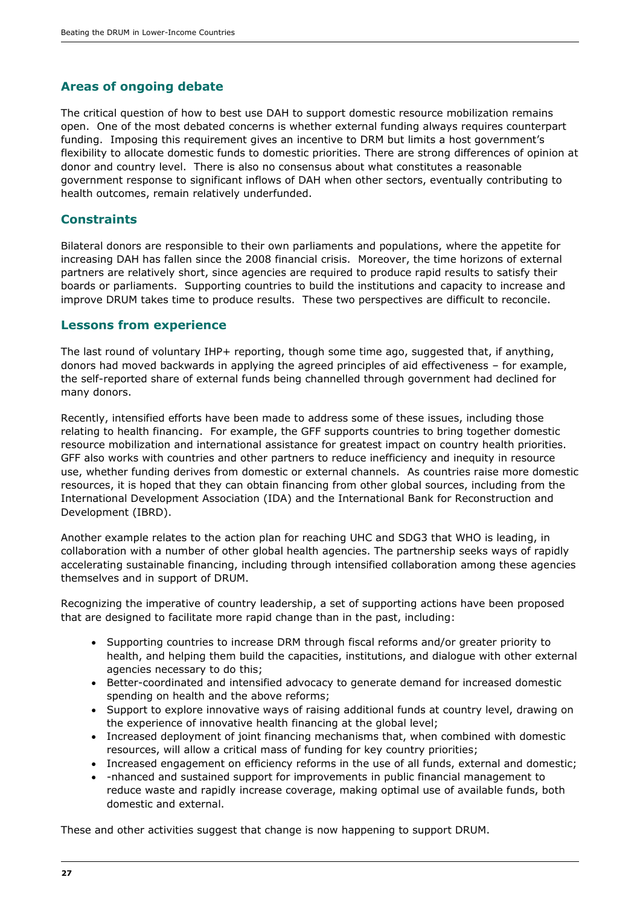## Areas of ongoing debate

The critical question of how to best use DAH to support domestic resource mobilization remains open. One of the most debated concerns is whether external funding always requires counterpart funding. Imposing this requirement gives an incentive to DRM but limits a host government's flexibility to allocate domestic funds to domestic priorities. There are strong differences of opinion at donor and country level. There is also no consensus about what constitutes a reasonable government response to significant inflows of DAH when other sectors, eventually contributing to health outcomes, remain relatively underfunded.

## Constraints

Bilateral donors are responsible to their own parliaments and populations, where the appetite for increasing DAH has fallen since the 2008 financial crisis. Moreover, the time horizons of external partners are relatively short, since agencies are required to produce rapid results to satisfy their boards or parliaments. Supporting countries to build the institutions and capacity to increase and improve DRUM takes time to produce results. These two perspectives are difficult to reconcile.

## Lessons from experience

The last round of voluntary IHP+ reporting, though some time ago, suggested that, if anything, donors had moved backwards in applying the agreed principles of aid effectiveness – for example, the self-reported share of external funds being channelled through government had declined for many donors.

Recently, intensified efforts have been made to address some of these issues, including those relating to health financing. For example, the GFF supports countries to bring together domestic resource mobilization and international assistance for greatest impact on country health priorities. GFF also works with countries and other partners to reduce inefficiency and inequity in resource use, whether funding derives from domestic or external channels. As countries raise more domestic resources, it is hoped that they can obtain financing from other global sources, including from the International Development Association (IDA) and the International Bank for Reconstruction and Development (IBRD).

Another example relates to the action plan for reaching UHC and SDG3 that WHO is leading, in collaboration with a number of other global health agencies. The partnership seeks ways of rapidly accelerating sustainable financing, including through intensified collaboration among these agencies themselves and in support of DRUM.

Recognizing the imperative of country leadership, a set of supporting actions have been proposed that are designed to facilitate more rapid change than in the past, including:

- Supporting countries to increase DRM through fiscal reforms and/or greater priority to health, and helping them build the capacities, institutions, and dialogue with other external agencies necessary to do this;
- Better-coordinated and intensified advocacy to generate demand for increased domestic spending on health and the above reforms;
- Support to explore innovative ways of raising additional funds at country level, drawing on the experience of innovative health financing at the global level;
- Increased deployment of joint financing mechanisms that, when combined with domestic resources, will allow a critical mass of funding for key country priorities;
- Increased engagement on efficiency reforms in the use of all funds, external and domestic;
- -nhanced and sustained support for improvements in public financial management to reduce waste and rapidly increase coverage, making optimal use of available funds, both domestic and external.

These and other activities suggest that change is now happening to support DRUM.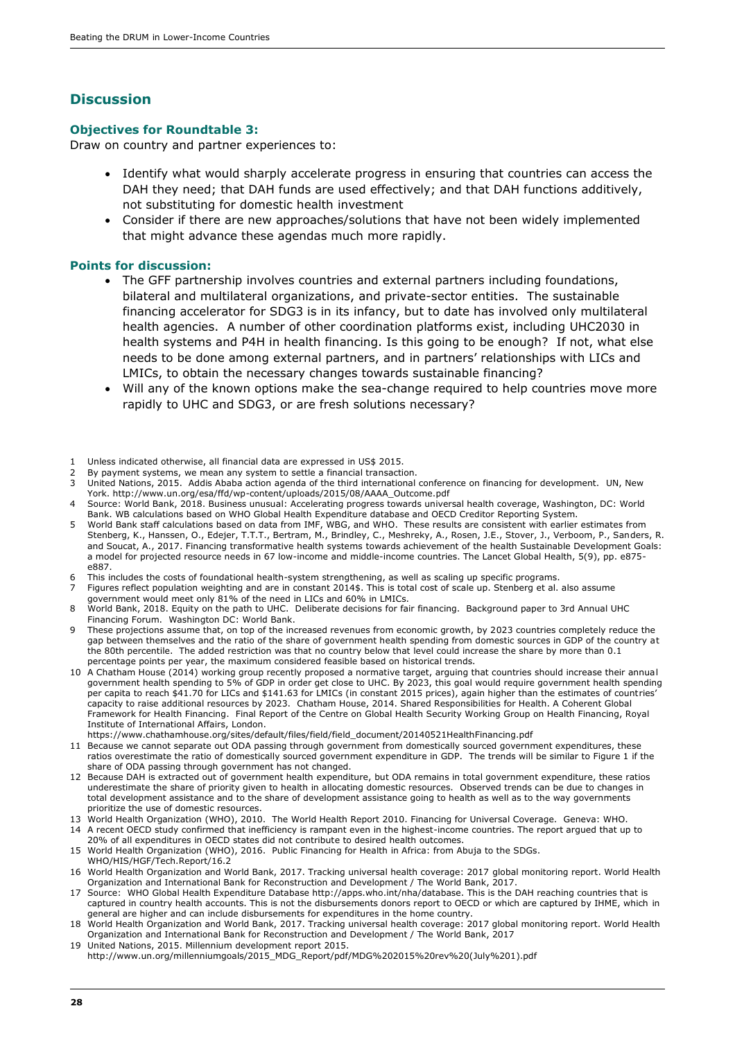## Discussion

### Objectives for Roundtable 3:

Draw on country and partner experiences to:

- Identify what would sharply accelerate progress in ensuring that countries can access the DAH they need; that DAH funds are used effectively; and that DAH functions additively, not substituting for domestic health investment
- Consider if there are new approaches/solutions that have not been widely implemented that might advance these agendas much more rapidly.

### Points for discussion:

- The GFF partnership involves countries and external partners including foundations, bilateral and multilateral organizations, and private-sector entities. The sustainable financing accelerator for SDG3 is in its infancy, but to date has involved only multilateral health agencies. A number of other coordination platforms exist, including UHC2030 in health systems and P4H in health financing. Is this going to be enough? If not, what else needs to be done among external partners, and in partners' relationships with LICs and LMICs, to obtain the necessary changes towards sustainable financing?
- Will any of the known options make the sea-change required to help countries move more rapidly to UHC and SDG3, or are fresh solutions necessary?

---

1 Unless indicated otherwise, all financial data are expressed in US$ 2015.

2 By payment systems, we mean any system to settle a financial transaction.

3 United Nations, 2015. Addis Ababa action agenda of the third international conference on financing for development. UN, New York. http://www.un.org/esa/ffd/wp-content/uploads/2015/08/AAAA_Outcome.pdf

4 Source: World Bank, 2018. Business unusual: Accelerating progress towards universal health coverage, Washington, DC: World Bank. WB calculations based on WHO Global Health Expenditure database and OECD Creditor Reporting System.

5 World Bank staff calculations based on data from IMF, WBG, and WHO. These results are consistent with earlier estimates from Stenberg, K., Hanssen, O., Edejer, T.T.T., Bertram, M., Brindley, C., Meshreky, A., Rosen, J.E., Stover, J., Verboom, P., Sanders, R. and Soucat, A., 2017. Financing transformative health systems towards achievement of the health Sustainable Development Goals: a model for projected resource needs in 67 low-income and middle-income countries. The Lancet Global Health, 5(9), pp. e875-e887.

6 This includes the costs of foundational health-system strengthening, as well as scaling up specific programs.

7 Figures reflect population weighting and are in constant 2014$. This is total cost of scale up. Stenberg et al. also assume government would meet only 81% of the need in LICs and 60% in LMICs.

8 World Bank, 2018. Equity on the path to UHC. Deliberate decisions for fair financing. Background paper to 3rd Annual UHC Financing Forum. Washington DC: World Bank.

9 These projections assume that, on top of the increased revenues from economic growth, by 2023 countries completely reduce the gap between themselves and the ratio of the share of government health spending from domestic sources in GDP of the country at the 80th percentile. The added restriction was that no country below that level could increase the share by more than 0.1 percentage points per year, the maximum considered feasible based on historical trends.

10 A Chatham House (2014) working group recently proposed a normative target, arguing that countries should increase their annual government health spending to 5% of GDP in order get close to UHC. By 2023, this goal would require government health spending per capita to reach $41.70 for LICs and $141.63 for LMICs (in constant 2015 prices), again higher than the estimates of countries' capacity to raise additional resources by 2023. Chatham House, 2014. Shared Responsibilities for Health. A Coherent Global Framework for Health Financing. Final Report of the Centre on Global Health Security Working Group on Health Financing, Royal Institute of International Affairs, London. https://www.chathamhouse.org/sites/default/files/field/field_document/20140521HealthFinancing.pdf

11 Because we cannot separate out ODA passing through government from domestically sourced government expenditures, these ratios overestimate the ratio of domestically sourced government expenditure in GDP. The trends will be similar to Figure 1 if the share of ODA passing through government has not changed.

12 Because DAH is extracted out of government health expenditure, but ODA remains in total government expenditure, these ratios underestimate the share of priority given to health in allocating domestic resources. Observed trends can be due to changes in total development assistance and to the share of development assistance going to health as well as to the way governments prioritize the use of domestic resources.

13 World Health Organization (WHO), 2010. The World Health Report 2010. Financing for Universal Coverage. Geneva: WHO.

14 A recent OECD study confirmed that inefficiency is rampant even in the highest-income countries. The report argued that up to 20% of all expenditures in OECD states did not contribute to desired health outcomes.

15 World Health Organization (WHO), 2016. Public Financing for Health in Africa: from Abuja to the SDGs. WHO/HIS/HGF/Tech.Report/16.2

16 World Health Organization and World Bank, 2017. Tracking universal health coverage: 2017 global monitoring report. World Health Organization and International Bank for Reconstruction and Development / The World Bank, 2017.

17 Source: WHO Global Health Expenditure Database http://apps.who.int/nha/database. This is the DAH reaching countries that is captured in country health accounts. This is not the disbursements donors report to OECD or which are captured by IHME, which in general are higher and can include disbursements for expenditures in the home country.

18 World Health Organization and World Bank, 2017. Tracking universal health coverage: 2017 global monitoring report. World Health Organization and International Bank for Reconstruction and Development / The World Bank, 2017

19 United Nations, 2015. Millennium development report 2015. http://www.un.org/millenniumgoals/2015_MDG_Report/pdf/MDG%202015%20rev%20(July%201).pdf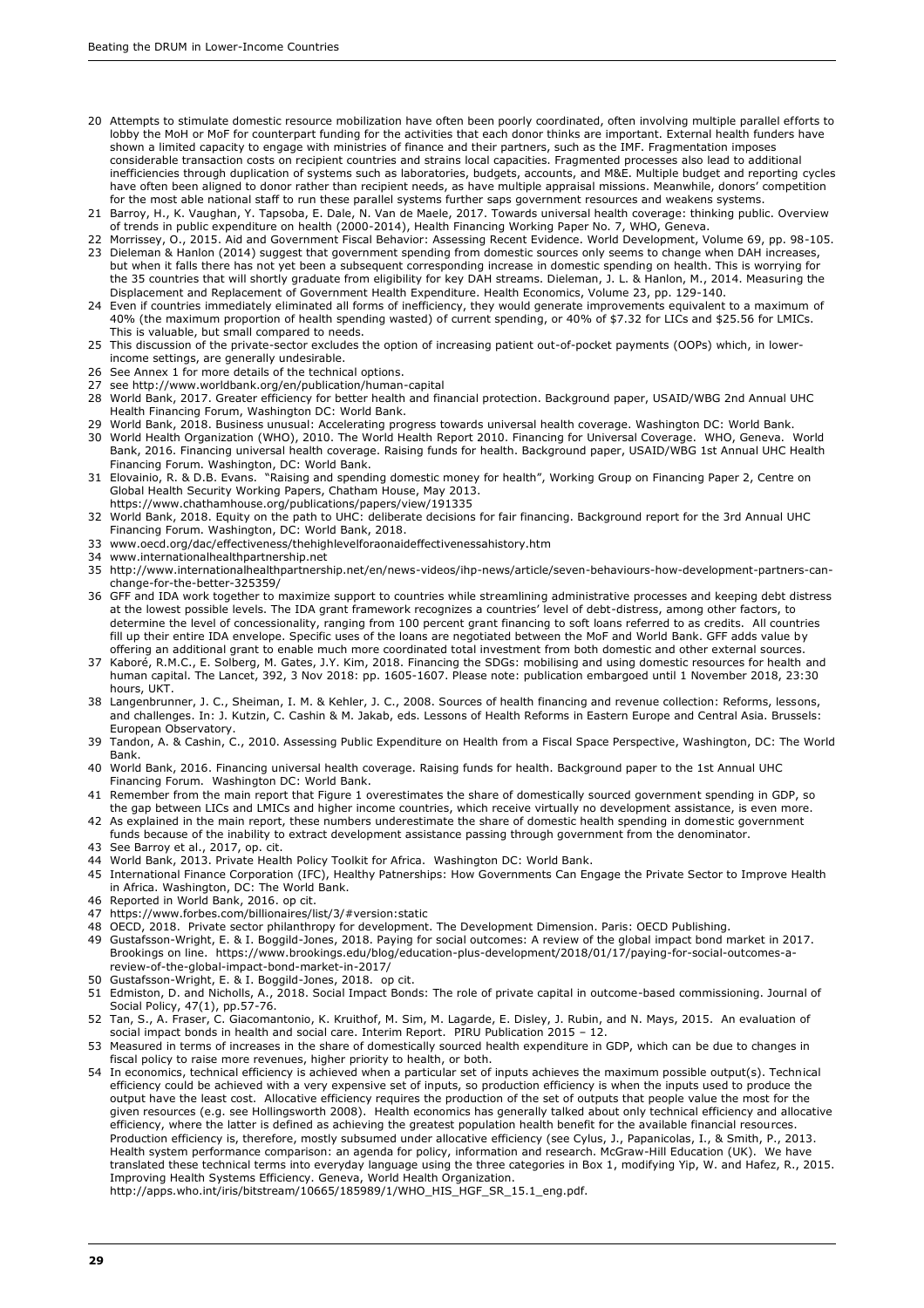20 Attempts to stimulate domestic resource mobilization have often been poorly coordinated, often involving multiple parallel efforts to lobby the MoH or MoF for counterpart funding for the activities that each donor thinks are important. External health funders have shown a limited capacity to engage with ministries of finance and their partners, such as the IMF. Fragmentation imposes considerable transaction costs on recipient countries and strains local capacities. Fragmented processes also lead to additional inefficiencies through duplication of systems such as laboratories, budgets, accounts, and M&E. Multiple budget and reporting cycles have often been aligned to donor rather than recipient needs, as have multiple appraisal missions. Meanwhile, donors' competition for the most able national staff to run these parallel systems further saps government resources and weakens systems.

21 Barroy, H., K. Vaughan, Y. Tapsoba, E. Dale, N. Van de Maele, 2017. Towards universal health coverage: thinking public. Overview of trends in public expenditure on health (2000-2014), Health Financing Working Paper No. 7, WHO, Geneva.

22 Morrissey, O., 2015. Aid and Government Fiscal Behavior: Assessing Recent Evidence. World Development, Volume 69, pp. 98-105.

23 Dieleman & Hanlon (2014) suggest that government spending from domestic sources only seems to change when DAH increases, but when it falls there has not yet been a subsequent corresponding increase in domestic spending on health. This is worrying for the 35 countries that will shortly graduate from eligibility for key DAH streams. Dieleman, J. L. & Hanlon, M., 2014. Measuring the Displacement and Replacement of Government Health Expenditure. Health Economics, Volume 23, pp. 129-140.

24 Even if countries immediately eliminated all forms of inefficiency, they would generate improvements equivalent to a maximum of 40% (the maximum proportion of health spending wasted) of current spending, or 40% of $7.32 for LICs and $25.56 for LMICs. This is valuable, but small compared to needs.

25 This discussion of the private-sector excludes the option of increasing patient out-of-pocket payments (OOPs) which, in lower-income settings, are generally undesirable.

26 See Annex 1 for more details of the technical options.

27 see http://www.worldbank.org/en/publication/human-capital

28 World Bank, 2017. Greater efficiency for better health and financial protection. Background paper, USAID/WBG 2nd Annual UHC Health Financing Forum, Washington DC: World Bank.

29 World Bank, 2018. Business unusual: Accelerating progress towards universal health coverage. Washington DC: World Bank.

30 World Health Organization (WHO), 2010. The World Health Report 2010. Financing for Universal Coverage. WHO, Geneva. World Bank, 2016. Financing universal health coverage. Raising funds for health. Background paper, USAID/WBG 1st Annual UHC Health Financing Forum. Washington, DC: World Bank.

31 Elovainio, R. & D.B. Evans. "Raising and spending domestic money for health", Working Group on Financing Paper 2, Centre on Global Health Security Working Papers, Chatham House, May 2013. https://www.chathamhouse.org/publications/papers/view/191335

32 World Bank, 2018. Equity on the path to UHC: deliberate decisions for fair financing. Background report for the 3rd Annual UHC Financing Forum. Washington, DC: World Bank, 2018.

33 www.oecd.org/dac/effectiveness/thehighlevelforaonaideffectivenessahistory.htm

34 www.internationalhealthpartnership.net

35 http://www.internationalhealthpartnership.net/en/news-videos/ihp-news/article/seven-behaviours-how-development-partners-can-change-for-the-better-325359/

36 GFF and IDA work together to maximize support to countries while streamlining administrative processes and keeping debt distress at the lowest possible levels. The IDA grant framework recognizes a countries' level of debt-distress, among other factors, to determine the level of concessionality, ranging from 100 percent grant financing to soft loans referred to as credits. All countries fill up their entire IDA envelope. Specific uses of the loans are negotiated between the MoF and World Bank. GFF adds value by offering an additional grant to enable much more coordinated total investment from both domestic and other external sources.

37 Kaboré, R.M.C., E. Solberg, M. Gates, J.Y. Kim, 2018. Financing the SDGs: mobilising and using domestic resources for health and human capital. The Lancet, 392, 3 Nov 2018: pp. 1605-1607. Please note: publication embargoed until 1 November 2018, 23:30 hours, UKT.

38 Langenbrunner, J. C., Sheiman, I. M. & Kehler, J. C., 2008. Sources of health financing and revenue collection: Reforms, lessons, and challenges. In: J. Kutzin, C. Cashin & M. Jakab, eds. Lessons of Health Reforms in Eastern Europe and Central Asia. Brussels: European Observatory.

39 Tandon, A. & Cashin, C., 2010. Assessing Public Expenditure on Health from a Fiscal Space Perspective, Washington, DC: The World Bank.

40 World Bank, 2016. Financing universal health coverage. Raising funds for health. Background paper to the 1st Annual UHC Financing Forum. Washington DC: World Bank.

41 Remember from the main report that Figure 1 overestimates the share of domestically sourced government spending in GDP, so the gap between LICs and LMICs and higher income countries, which receive virtually no development assistance, is even more.

42 As explained in the main report, these numbers underestimate the share of domestic health spending in domestic government funds because of the inability to extract development assistance passing through government from the denominator.

43 See Barroy et al., 2017, op. cit.

44 World Bank, 2013. Private Health Policy Toolkit for Africa. Washington DC: World Bank.

45 International Finance Corporation (IFC), Healthy Patnerships: How Governments Can Engage the Private Sector to Improve Health in Africa. Washington, DC: The World Bank.

46 Reported in World Bank, 2016. op cit.

47 https://www.forbes.com/billionaires/list/3/#version:static

48 OECD, 2018. Private sector philanthropy for development. The Development Dimension. Paris: OECD Publishing.

49 Gustafsson-Wright, E. & I. Boggild-Jones, 2018. Paying for social outcomes: A review of the global impact bond market in 2017. Brookings on line. https://www.brookings.edu/blog/education-plus-development/2018/01/17/paying-for-social-outcomes-a-review-of-the-global-impact-bond-market-in-2017/

50 Gustafsson-Wright, E. & I. Boggild-Jones, 2018. op cit.

51 Edmiston, D. and Nicholls, A., 2018. Social Impact Bonds: The role of private capital in outcome-based commissioning. Journal of Social Policy, 47(1), pp.57-76.

52 Tan, S., A. Fraser, C. Giacomantonio, K. Kruithof, M. Sim, M. Lagarde, E. Disley, J. Rubin, and N. Mays, 2015. An evaluation of social impact bonds in health and social care. Interim Report. PIRU Publication 2015 – 12.

53 Measured in terms of increases in the share of domestically sourced health expenditure in GDP, which can be due to changes in fiscal policy to raise more revenues, higher priority to health, or both.

54 In economics, technical efficiency is achieved when a particular set of inputs achieves the maximum possible output(s). Technical efficiency could be achieved with a very expensive set of inputs, so production efficiency is when the inputs used to produce the output have the least cost. Allocative efficiency requires the production of the set of outputs that people value the most for the given resources (e.g. see Hollingsworth 2008). Health economics has generally talked about only technical efficiency and allocative efficiency, where the latter is defined as achieving the greatest population health benefit for the available financial resources. Production efficiency is, therefore, mostly subsumed under allocative efficiency (see Cylus, J., Papanicolas, I., & Smith, P., 2013. Health system performance comparison: an agenda for policy, information and research. McGraw-Hill Education (UK). We have translated these technical terms into everyday language using the three categories in Box 1, modifying Yip, W. and Hafez, R., 2015. Improving Health Systems Efficiency. Geneva, World Health Organization. http://apps.who.int/iris/bitstream/10665/185989/1/WHO_HIS_HGF_SR_15.1_eng.pdf.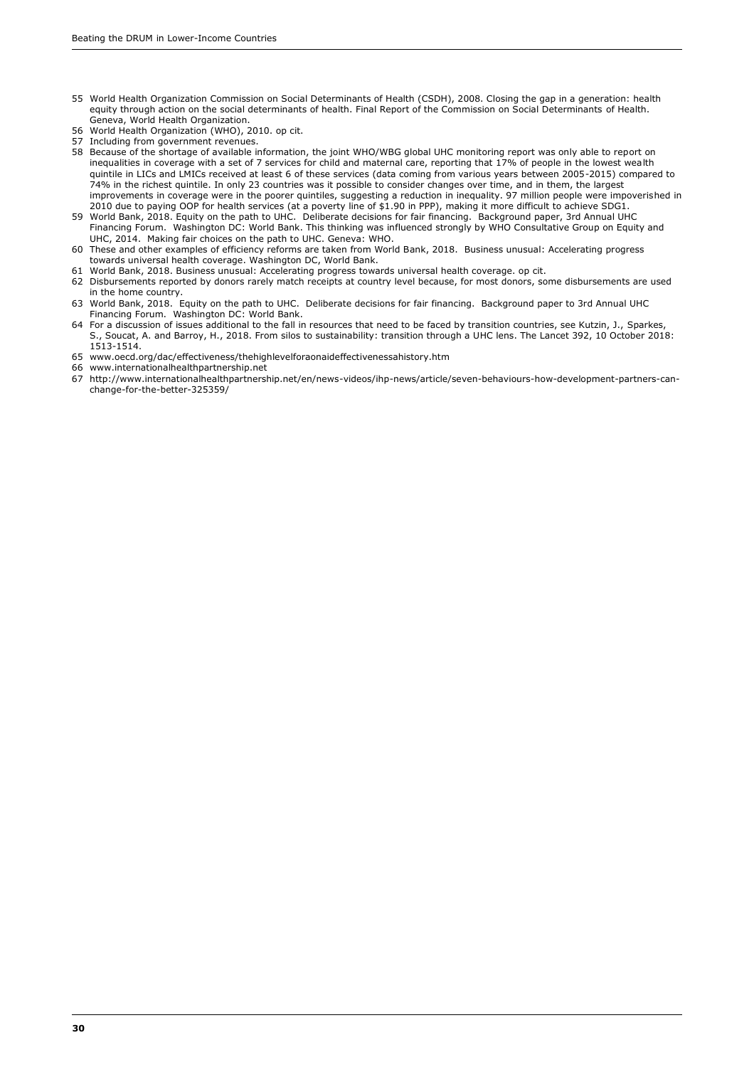55 World Health Organization Commission on Social Determinants of Health (CSDH), 2008. Closing the gap in a generation: health equity through action on the social determinants of health. Final Report of the Commission on Social Determinants of Health. Geneva, World Health Organization.

56 World Health Organization (WHO), 2010. op cit.

57 Including from government revenues.

58 Because of the shortage of available information, the joint WHO/WBG global UHC monitoring report was only able to report on inequalities in coverage with a set of 7 services for child and maternal care, reporting that 17% of people in the lowest wealth quintile in LICs and LMICs received at least 6 of these services (data coming from various years between 2005-2015) compared to 74% in the richest quintile. In only 23 countries was it possible to consider changes over time, and in them, the largest improvements in coverage were in the poorer quintiles, suggesting a reduction in inequality. 97 million people were impoverished in 2010 due to paying OOP for health services (at a poverty line of $1.90 in PPP), making it more difficult to achieve SDG1.

59 World Bank, 2018. Equity on the path to UHC. Deliberate decisions for fair financing. Background paper, 3rd Annual UHC Financing Forum. Washington DC: World Bank. This thinking was influenced strongly by WHO Consultative Group on Equity and UHC, 2014. Making fair choices on the path to UHC. Geneva: WHO.

60 These and other examples of efficiency reforms are taken from World Bank, 2018. Business unusual: Accelerating progress towards universal health coverage. Washington DC, World Bank.

61 World Bank, 2018. Business unusual: Accelerating progress towards universal health coverage. op cit.

62 Disbursements reported by donors rarely match receipts at country level because, for most donors, some disbursements are used in the home country.

63 World Bank, 2018. Equity on the path to UHC. Deliberate decisions for fair financing. Background paper to 3rd Annual UHC Financing Forum. Washington DC: World Bank.

64 For a discussion of issues additional to the fall in resources that need to be faced by transition countries, see Kutzin, J., Sparkes, S., Soucat, A. and Barroy, H., 2018. From silos to sustainability: transition through a UHC lens. The Lancet 392, 10 October 2018: 1513-1514.

65 www.oecd.org/dac/effectiveness/thehighlevelforaonaideffectivenessahistory.htm

66 www.internationalhealthpartnership.net

67 http://www.internationalhealthpartnership.net/en/news-videos/ihp-news/article/seven-behaviours-how-development-partners-can-change-for-the-better-325359/